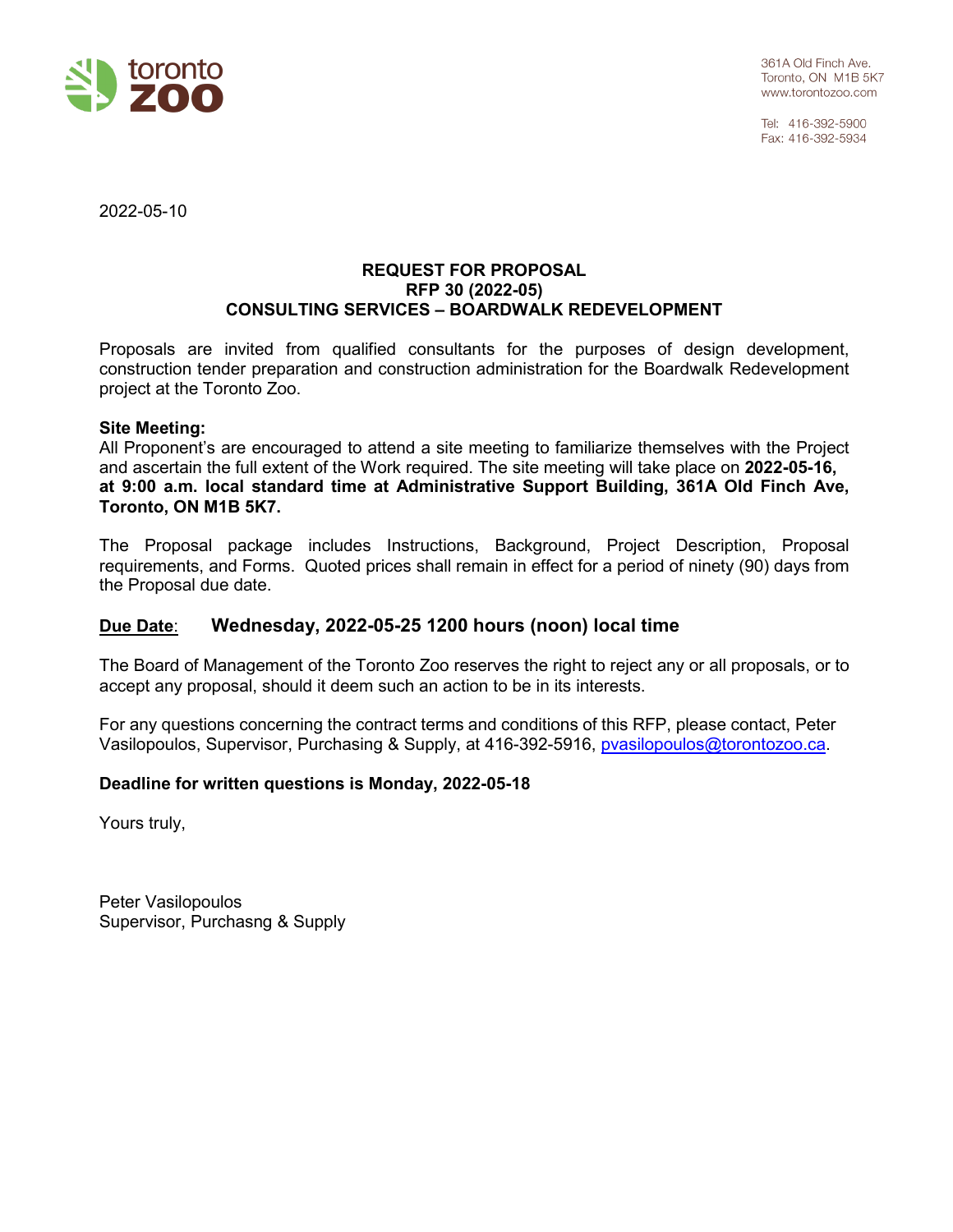toronto zoo

361A Old Finch Ave.
Toronto, ON M1B 5K7
www.torontozoo.com

Tel: 416-392-5900
Fax: 416-392-5934

2022-05-10

**REQUEST FOR PROPOSAL**
**RFP 30 (2022-05)**
**CONSULTING SERVICES – BOARDWALK REDEVELOPMENT**

Proposals are invited from qualified consultants for the purposes of design development, construction tender preparation and construction administration for the Boardwalk Redevelopment project at the Toronto Zoo.

**Site Meeting:**
All Proponent's are encouraged to attend a site meeting to familiarize themselves with the Project and ascertain the full extent of the Work required. The site meeting will take place on **2022-05-16, at 9:00 a.m. local standard time at Administrative Support Building, 361A Old Finch Ave, Toronto, ON M1B 5K7.**

The Proposal package includes Instructions, Background, Project Description, Proposal requirements, and Forms. Quoted prices shall remain in effect for a period of ninety (90) days from the Proposal due date.

**Due Date**: **Wednesday, 2022-05-25 1200 hours (noon) local time**

The Board of Management of the Toronto Zoo reserves the right to reject any or all proposals, or to accept any proposal, should it deem such an action to be in its interests.

For any questions concerning the contract terms and conditions of this RFP, please contact, Peter Vasilopoulos, Supervisor, Purchasing & Supply, at 416-392-5916, pvasilopoulos@torontozoo.ca.

**Deadline for written questions is Monday, 2022-05-18**

Yours truly,

Peter Vasilopoulos
Supervisor, Purchasng & Supply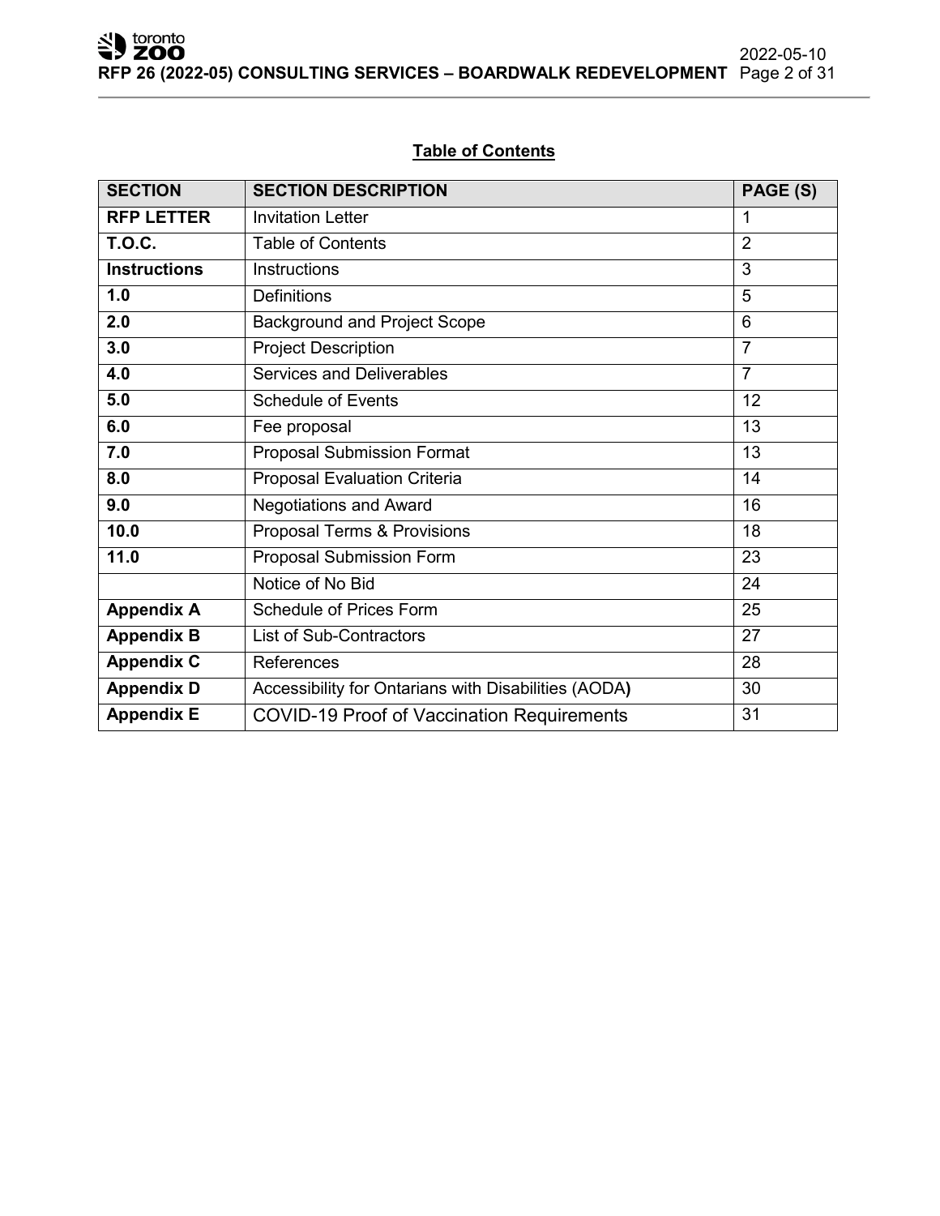## Table of Contents

| SECTION | SECTION DESCRIPTION | PAGE (S) |
|---|---|---|
| **RFP LETTER** | Invitation Letter | 1 |
| **T.O.C.** | Table of Contents | 2 |
| **Instructions** | Instructions | 3 |
| **1.0** | Definitions | 5 |
| **2.0** | Background and Project Scope | 6 |
| **3.0** | Project Description | 7 |
| **4.0** | Services and Deliverables | 7 |
| **5.0** | Schedule of Events | 12 |
| **6.0** | Fee proposal | 13 |
| **7.0** | Proposal Submission Format | 13 |
| **8.0** | Proposal Evaluation Criteria | 14 |
| **9.0** | Negotiations and Award | 16 |
| **10.0** | Proposal Terms & Provisions | 18 |
| **11.0** | Proposal Submission Form | 23 |
| | Notice of No Bid | 24 |
| **Appendix A** | Schedule of Prices Form | 25 |
| **Appendix B** | List of Sub-Contractors | 27 |
| **Appendix C** | References | 28 |
| **Appendix D** | Accessibility for Ontarians with Disabilities (AODA) | 30 |
| **Appendix E** | COVID-19 Proof of Vaccination Requirements | 31 |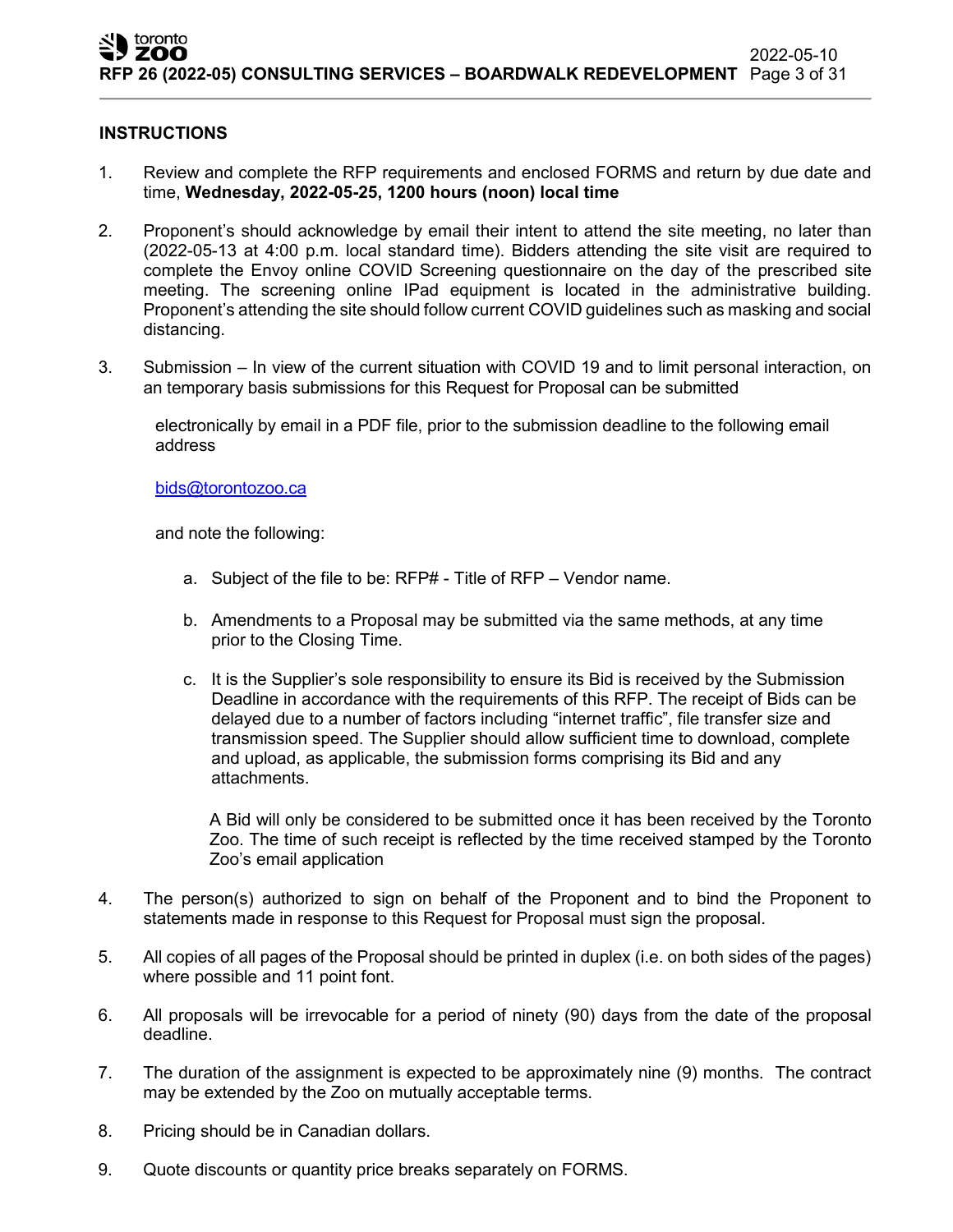## INSTRUCTIONS

1. Review and complete the RFP requirements and enclosed FORMS and return by due date and time, **Wednesday, 2022-05-25, 1200 hours (noon) local time**

2. Proponent's should acknowledge by email their intent to attend the site meeting, no later than (2022-05-13 at 4:00 p.m. local standard time). Bidders attending the site visit are required to complete the Envoy online COVID Screening questionnaire on the day of the prescribed site meeting. The screening online IPad equipment is located in the administrative building. Proponent's attending the site should follow current COVID guidelines such as masking and social distancing.

3. Submission – In view of the current situation with COVID 19 and to limit personal interaction, on an temporary basis submissions for this Request for Proposal can be submitted

   electronically by email in a PDF file, prior to the submission deadline to the following email address

   bids@torontozoo.ca

   and note the following:

   a. Subject of the file to be: RFP# - Title of RFP – Vendor name.

   b. Amendments to a Proposal may be submitted via the same methods, at any time prior to the Closing Time.

   c. It is the Supplier's sole responsibility to ensure its Bid is received by the Submission Deadline in accordance with the requirements of this RFP. The receipt of Bids can be delayed due to a number of factors including "internet traffic", file transfer size and transmission speed. The Supplier should allow sufficient time to download, complete and upload, as applicable, the submission forms comprising its Bid and any attachments.

      A Bid will only be considered to be submitted once it has been received by the Toronto Zoo. The time of such receipt is reflected by the time received stamped by the Toronto Zoo's email application

4. The person(s) authorized to sign on behalf of the Proponent and to bind the Proponent to statements made in response to this Request for Proposal must sign the proposal.

5. All copies of all pages of the Proposal should be printed in duplex (i.e. on both sides of the pages) where possible and 11 point font.

6. All proposals will be irrevocable for a period of ninety (90) days from the date of the proposal deadline.

7. The duration of the assignment is expected to be approximately nine (9) months. The contract may be extended by the Zoo on mutually acceptable terms.

8. Pricing should be in Canadian dollars.

9. Quote discounts or quantity price breaks separately on FORMS.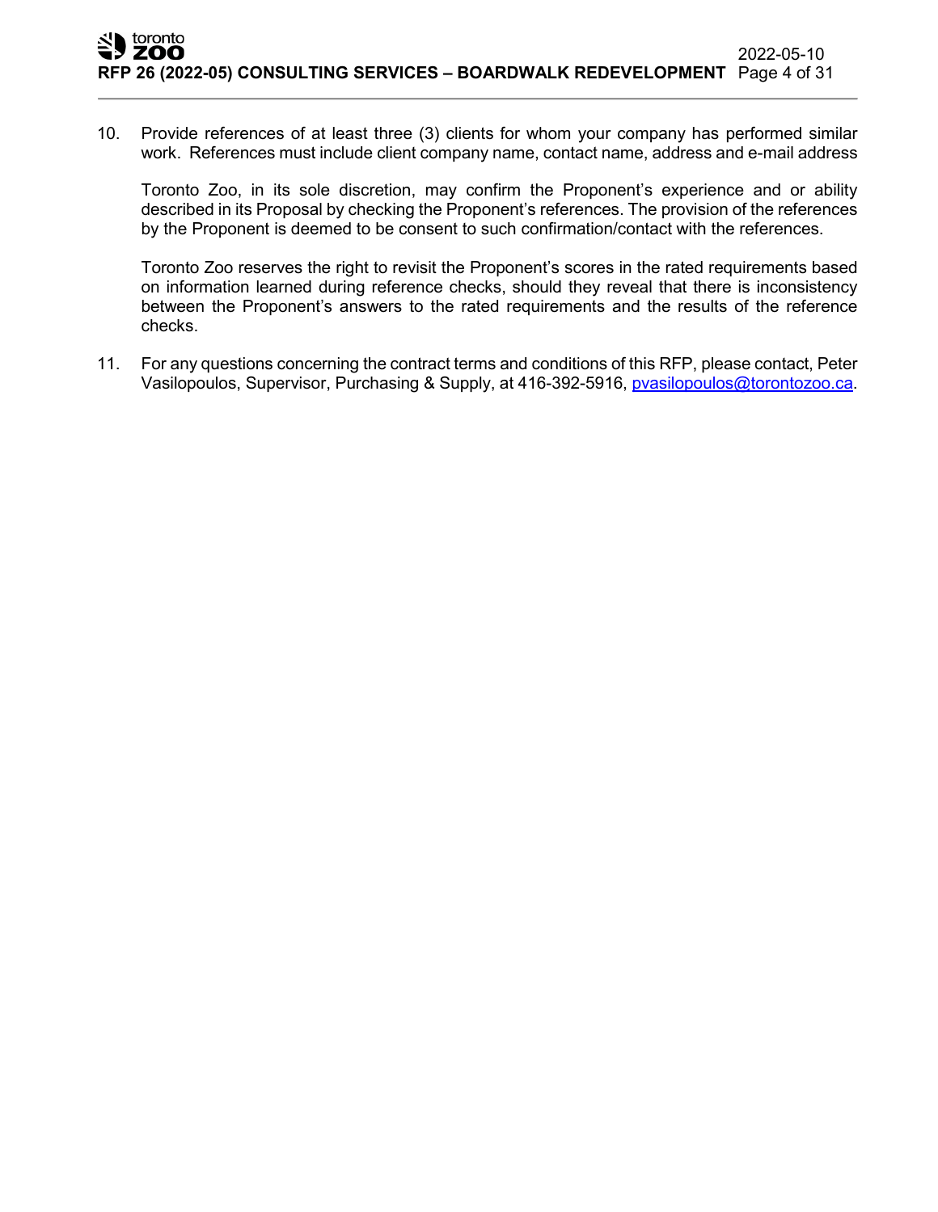10. Provide references of at least three (3) clients for whom your company has performed similar work. References must include client company name, contact name, address and e-mail address

    Toronto Zoo, in its sole discretion, may confirm the Proponent's experience and or ability described in its Proposal by checking the Proponent's references. The provision of the references by the Proponent is deemed to be consent to such confirmation/contact with the references.

    Toronto Zoo reserves the right to revisit the Proponent's scores in the rated requirements based on information learned during reference checks, should they reveal that there is inconsistency between the Proponent's answers to the rated requirements and the results of the reference checks.

11. For any questions concerning the contract terms and conditions of this RFP, please contact, Peter Vasilopoulos, Supervisor, Purchasing & Supply, at 416-392-5916, pvasilopoulos@torontozoo.ca.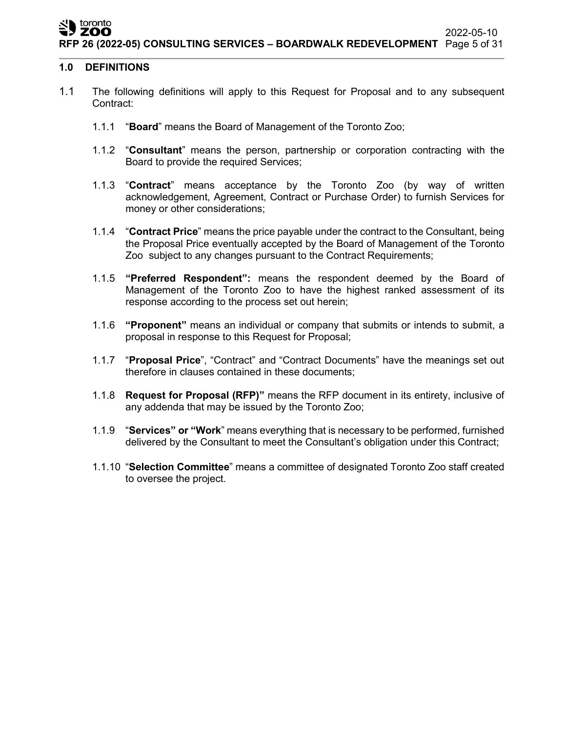## 1.0 DEFINITIONS

1.1 The following definitions will apply to this Request for Proposal and to any subsequent Contract:

1.1.1 "**Board**" means the Board of Management of the Toronto Zoo;

1.1.2 "**Consultant**" means the person, partnership or corporation contracting with the Board to provide the required Services;

1.1.3 "**Contract**" means acceptance by the Toronto Zoo (by way of written acknowledgement, Agreement, Contract or Purchase Order) to furnish Services for money or other considerations;

1.1.4 "**Contract Price**" means the price payable under the contract to the Consultant, being the Proposal Price eventually accepted by the Board of Management of the Toronto Zoo subject to any changes pursuant to the Contract Requirements;

1.1.5 **"Preferred Respondent":** means the respondent deemed by the Board of Management of the Toronto Zoo to have the highest ranked assessment of its response according to the process set out herein;

1.1.6 **"Proponent"** means an individual or company that submits or intends to submit, a proposal in response to this Request for Proposal;

1.1.7 "**Proposal Price**", "Contract" and "Contract Documents" have the meanings set out therefore in clauses contained in these documents;

1.1.8 **Request for Proposal (RFP)"** means the RFP document in its entirety, inclusive of any addenda that may be issued by the Toronto Zoo;

1.1.9 "**Services" or "Work**" means everything that is necessary to be performed, furnished delivered by the Consultant to meet the Consultant's obligation under this Contract;

1.1.10 "**Selection Committee**" means a committee of designated Toronto Zoo staff created to oversee the project.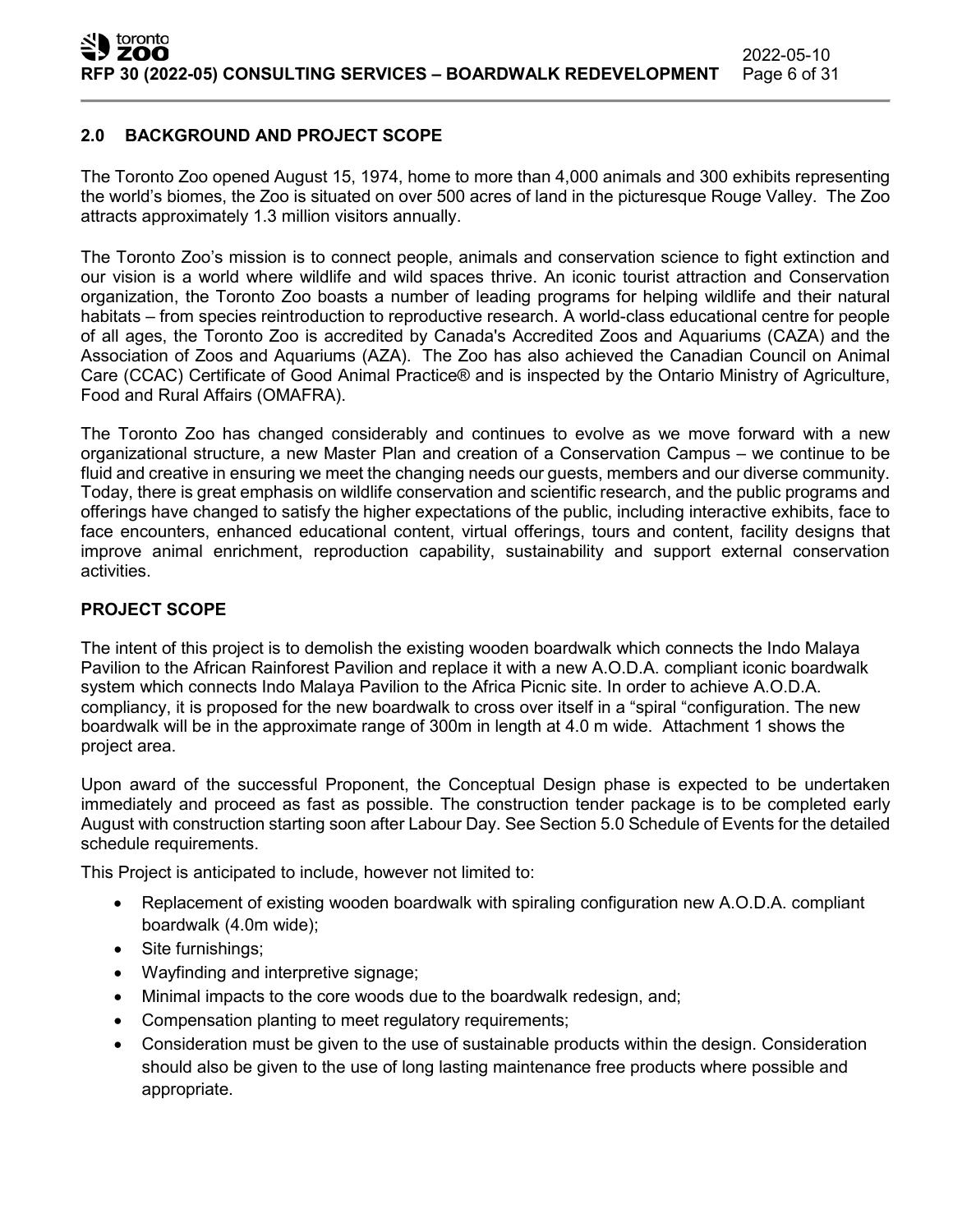## 2.0 BACKGROUND AND PROJECT SCOPE

The Toronto Zoo opened August 15, 1974, home to more than 4,000 animals and 300 exhibits representing the world's biomes, the Zoo is situated on over 500 acres of land in the picturesque Rouge Valley. The Zoo attracts approximately 1.3 million visitors annually.

The Toronto Zoo's mission is to connect people, animals and conservation science to fight extinction and our vision is a world where wildlife and wild spaces thrive. An iconic tourist attraction and Conservation organization, the Toronto Zoo boasts a number of leading programs for helping wildlife and their natural habitats – from species reintroduction to reproductive research. A world-class educational centre for people of all ages, the Toronto Zoo is accredited by Canada's Accredited Zoos and Aquariums (CAZA) and the Association of Zoos and Aquariums (AZA). The Zoo has also achieved the Canadian Council on Animal Care (CCAC) Certificate of Good Animal Practice® and is inspected by the Ontario Ministry of Agriculture, Food and Rural Affairs (OMAFRA).

The Toronto Zoo has changed considerably and continues to evolve as we move forward with a new organizational structure, a new Master Plan and creation of a Conservation Campus – we continue to be fluid and creative in ensuring we meet the changing needs our guests, members and our diverse community. Today, there is great emphasis on wildlife conservation and scientific research, and the public programs and offerings have changed to satisfy the higher expectations of the public, including interactive exhibits, face to face encounters, enhanced educational content, virtual offerings, tours and content, facility designs that improve animal enrichment, reproduction capability, sustainability and support external conservation activities.

### PROJECT SCOPE

The intent of this project is to demolish the existing wooden boardwalk which connects the Indo Malaya Pavilion to the African Rainforest Pavilion and replace it with a new A.O.D.A. compliant iconic boardwalk system which connects Indo Malaya Pavilion to the Africa Picnic site. In order to achieve A.O.D.A. compliancy, it is proposed for the new boardwalk to cross over itself in a "spiral "configuration. The new boardwalk will be in the approximate range of 300m in length at 4.0 m wide. Attachment 1 shows the project area.

Upon award of the successful Proponent, the Conceptual Design phase is expected to be undertaken immediately and proceed as fast as possible. The construction tender package is to be completed early August with construction starting soon after Labour Day. See Section 5.0 Schedule of Events for the detailed schedule requirements.

This Project is anticipated to include, however not limited to:

- Replacement of existing wooden boardwalk with spiraling configuration new A.O.D.A. compliant boardwalk (4.0m wide);
- Site furnishings;
- Wayfinding and interpretive signage;
- Minimal impacts to the core woods due to the boardwalk redesign, and;
- Compensation planting to meet regulatory requirements;
- Consideration must be given to the use of sustainable products within the design. Consideration should also be given to the use of long lasting maintenance free products where possible and appropriate.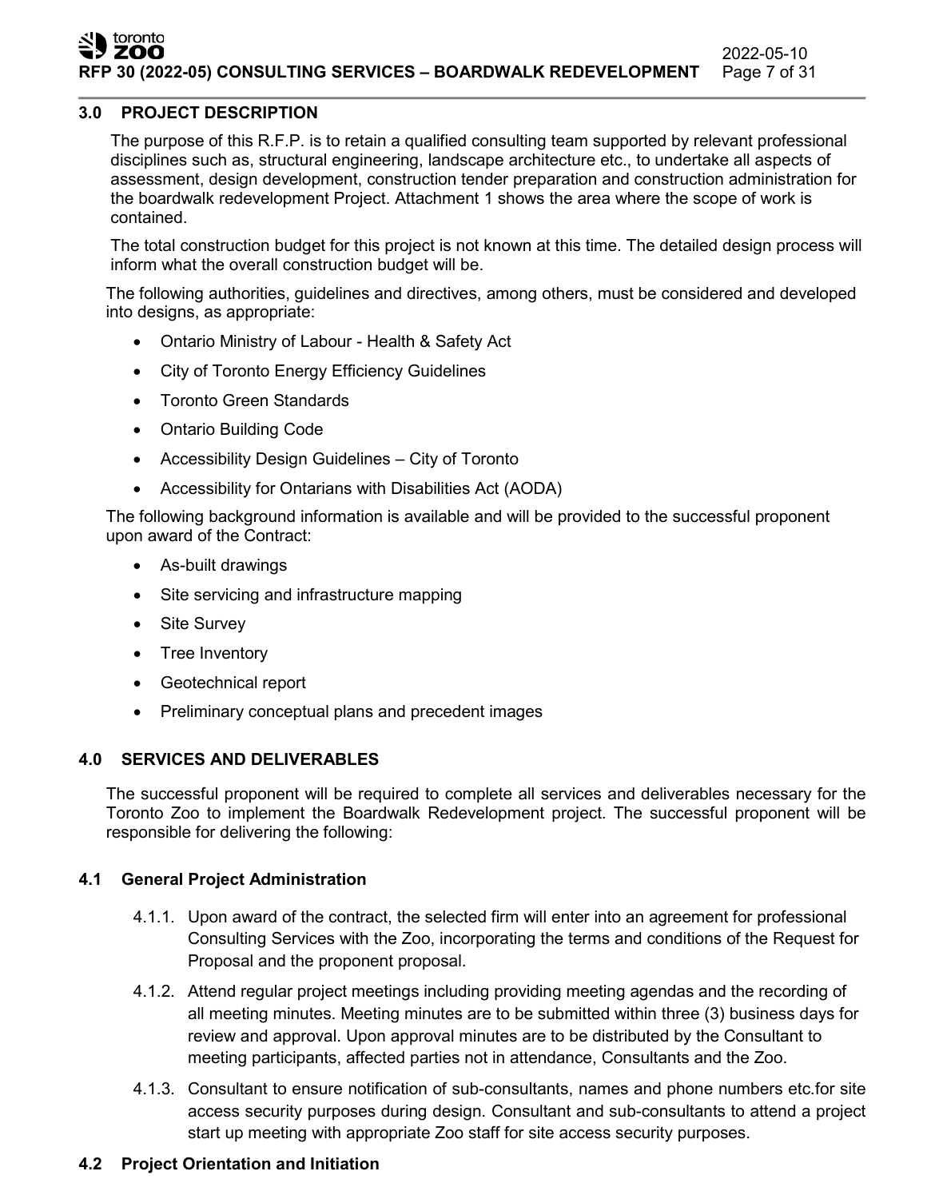## 3.0 PROJECT DESCRIPTION

The purpose of this R.F.P. is to retain a qualified consulting team supported by relevant professional disciplines such as, structural engineering, landscape architecture etc., to undertake all aspects of assessment, design development, construction tender preparation and construction administration for the boardwalk redevelopment Project. Attachment 1 shows the area where the scope of work is contained.

The total construction budget for this project is not known at this time. The detailed design process will inform what the overall construction budget will be.

The following authorities, guidelines and directives, among others, must be considered and developed into designs, as appropriate:

- Ontario Ministry of Labour - Health & Safety Act
- City of Toronto Energy Efficiency Guidelines
- Toronto Green Standards
- Ontario Building Code
- Accessibility Design Guidelines – City of Toronto
- Accessibility for Ontarians with Disabilities Act (AODA)

The following background information is available and will be provided to the successful proponent upon award of the Contract:

- As-built drawings
- Site servicing and infrastructure mapping
- Site Survey
- Tree Inventory
- Geotechnical report
- Preliminary conceptual plans and precedent images

## 4.0 SERVICES AND DELIVERABLES

The successful proponent will be required to complete all services and deliverables necessary for the Toronto Zoo to implement the Boardwalk Redevelopment project. The successful proponent will be responsible for delivering the following:

### 4.1 General Project Administration

4.1.1. Upon award of the contract, the selected firm will enter into an agreement for professional Consulting Services with the Zoo, incorporating the terms and conditions of the Request for Proposal and the proponent proposal.

4.1.2. Attend regular project meetings including providing meeting agendas and the recording of all meeting minutes. Meeting minutes are to be submitted within three (3) business days for review and approval. Upon approval minutes are to be distributed by the Consultant to meeting participants, affected parties not in attendance, Consultants and the Zoo.

4.1.3. Consultant to ensure notification of sub-consultants, names and phone numbers etc.for site access security purposes during design. Consultant and sub-consultants to attend a project start up meeting with appropriate Zoo staff for site access security purposes.

### 4.2 Project Orientation and Initiation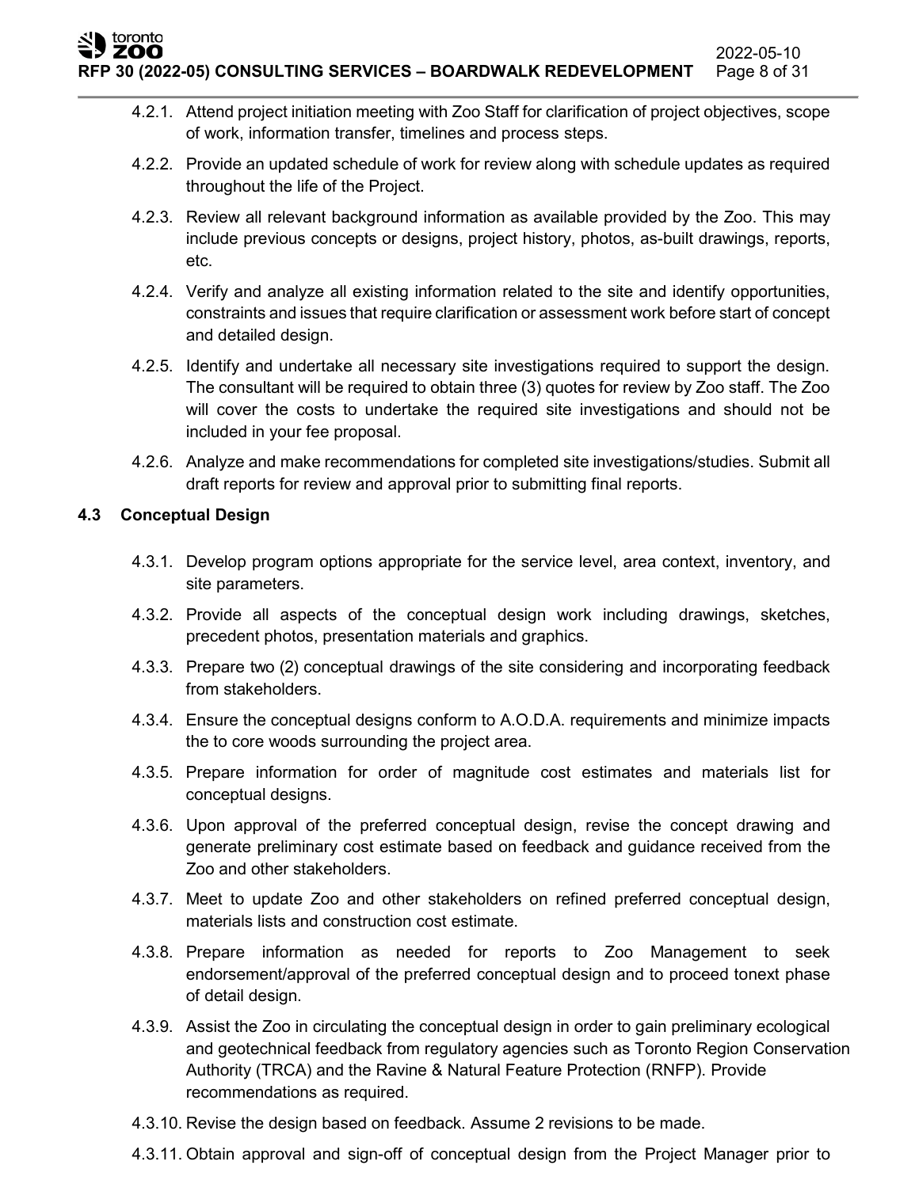4.2.1. Attend project initiation meeting with Zoo Staff for clarification of project objectives, scope of work, information transfer, timelines and process steps.

4.2.2. Provide an updated schedule of work for review along with schedule updates as required throughout the life of the Project.

4.2.3. Review all relevant background information as available provided by the Zoo. This may include previous concepts or designs, project history, photos, as-built drawings, reports, etc.

4.2.4. Verify and analyze all existing information related to the site and identify opportunities, constraints and issues that require clarification or assessment work before start of concept and detailed design.

4.2.5. Identify and undertake all necessary site investigations required to support the design. The consultant will be required to obtain three (3) quotes for review by Zoo staff. The Zoo will cover the costs to undertake the required site investigations and should not be included in your fee proposal.

4.2.6. Analyze and make recommendations for completed site investigations/studies. Submit all draft reports for review and approval prior to submitting final reports.

### 4.3 Conceptual Design

4.3.1. Develop program options appropriate for the service level, area context, inventory, and site parameters.

4.3.2. Provide all aspects of the conceptual design work including drawings, sketches, precedent photos, presentation materials and graphics.

4.3.3. Prepare two (2) conceptual drawings of the site considering and incorporating feedback from stakeholders.

4.3.4. Ensure the conceptual designs conform to A.O.D.A. requirements and minimize impacts the to core woods surrounding the project area.

4.3.5. Prepare information for order of magnitude cost estimates and materials list for conceptual designs.

4.3.6. Upon approval of the preferred conceptual design, revise the concept drawing and generate preliminary cost estimate based on feedback and guidance received from the Zoo and other stakeholders.

4.3.7. Meet to update Zoo and other stakeholders on refined preferred conceptual design, materials lists and construction cost estimate.

4.3.8. Prepare information as needed for reports to Zoo Management to seek endorsement/approval of the preferred conceptual design and to proceed tonext phase of detail design.

4.3.9. Assist the Zoo in circulating the conceptual design in order to gain preliminary ecological and geotechnical feedback from regulatory agencies such as Toronto Region Conservation Authority (TRCA) and the Ravine & Natural Feature Protection (RNFP). Provide recommendations as required.

4.3.10. Revise the design based on feedback. Assume 2 revisions to be made.

4.3.11. Obtain approval and sign-off of conceptual design from the Project Manager prior to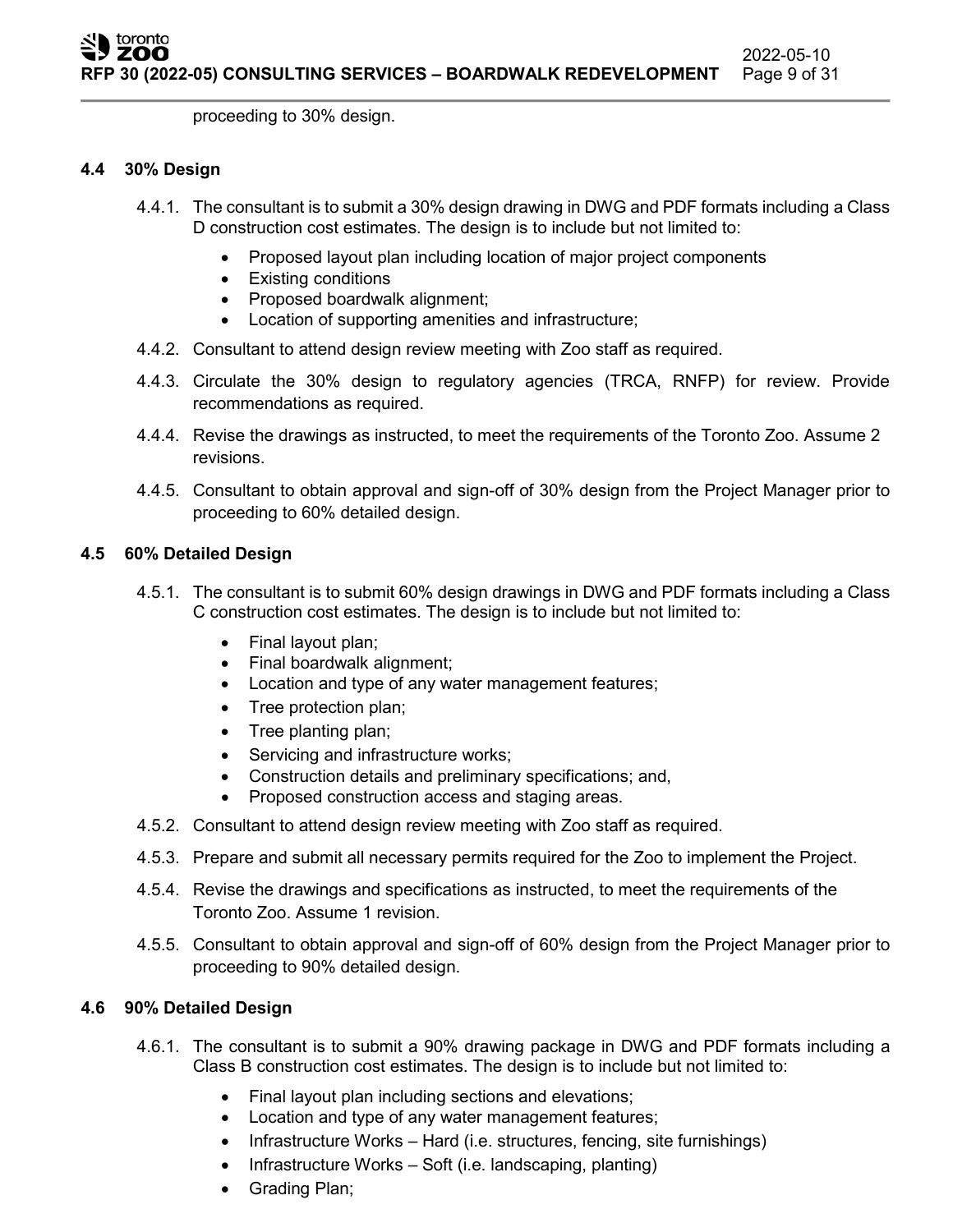proceeding to 30% design.

### 4.4 30% Design

4.4.1. The consultant is to submit a 30% design drawing in DWG and PDF formats including a Class D construction cost estimates. The design is to include but not limited to:

- Proposed layout plan including location of major project components
- Existing conditions
- Proposed boardwalk alignment;
- Location of supporting amenities and infrastructure;

4.4.2. Consultant to attend design review meeting with Zoo staff as required.

4.4.3. Circulate the 30% design to regulatory agencies (TRCA, RNFP) for review. Provide recommendations as required.

4.4.4. Revise the drawings as instructed, to meet the requirements of the Toronto Zoo. Assume 2 revisions.

4.4.5. Consultant to obtain approval and sign-off of 30% design from the Project Manager prior to proceeding to 60% detailed design.

### 4.5 60% Detailed Design

4.5.1. The consultant is to submit 60% design drawings in DWG and PDF formats including a Class C construction cost estimates. The design is to include but not limited to:

- Final layout plan;
- Final boardwalk alignment;
- Location and type of any water management features;
- Tree protection plan;
- Tree planting plan;
- Servicing and infrastructure works;
- Construction details and preliminary specifications; and,
- Proposed construction access and staging areas.

4.5.2. Consultant to attend design review meeting with Zoo staff as required.

4.5.3. Prepare and submit all necessary permits required for the Zoo to implement the Project.

4.5.4. Revise the drawings and specifications as instructed, to meet the requirements of the Toronto Zoo. Assume 1 revision.

4.5.5. Consultant to obtain approval and sign-off of 60% design from the Project Manager prior to proceeding to 90% detailed design.

### 4.6 90% Detailed Design

4.6.1. The consultant is to submit a 90% drawing package in DWG and PDF formats including a Class B construction cost estimates. The design is to include but not limited to:

- Final layout plan including sections and elevations;
- Location and type of any water management features;
- Infrastructure Works – Hard (i.e. structures, fencing, site furnishings)
- Infrastructure Works – Soft (i.e. landscaping, planting)
- Grading Plan;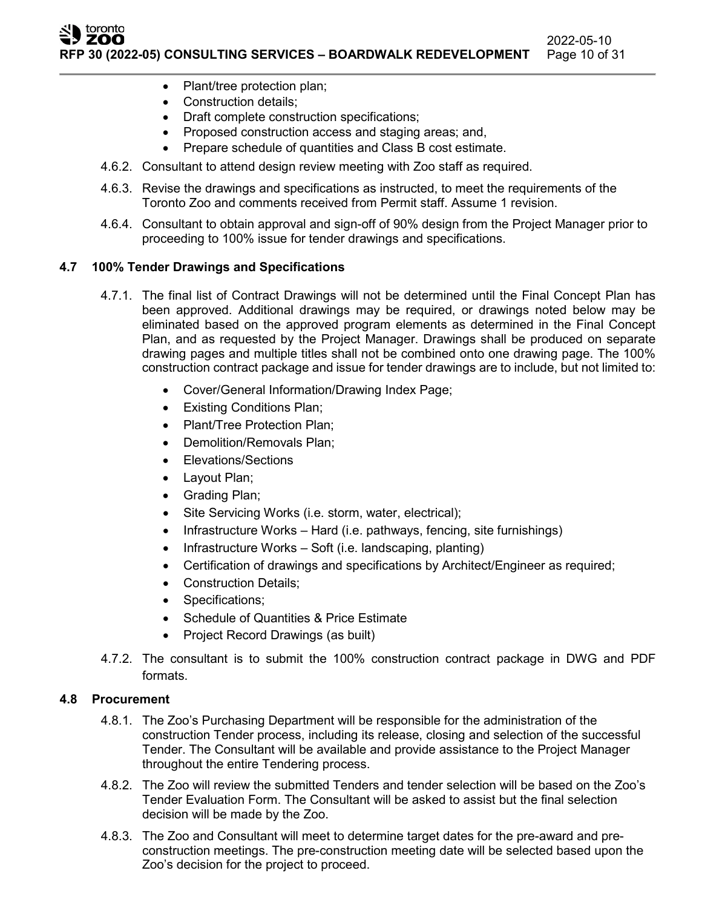- Plant/tree protection plan;
- Construction details;
- Draft complete construction specifications;
- Proposed construction access and staging areas; and,
- Prepare schedule of quantities and Class B cost estimate.

4.6.2. Consultant to attend design review meeting with Zoo staff as required.

4.6.3. Revise the drawings and specifications as instructed, to meet the requirements of the Toronto Zoo and comments received from Permit staff. Assume 1 revision.

4.6.4. Consultant to obtain approval and sign-off of 90% design from the Project Manager prior to proceeding to 100% issue for tender drawings and specifications.

### 4.7 100% Tender Drawings and Specifications

4.7.1. The final list of Contract Drawings will not be determined until the Final Concept Plan has been approved. Additional drawings may be required, or drawings noted below may be eliminated based on the approved program elements as determined in the Final Concept Plan, and as requested by the Project Manager. Drawings shall be produced on separate drawing pages and multiple titles shall not be combined onto one drawing page. The 100% construction contract package and issue for tender drawings are to include, but not limited to:

- Cover/General Information/Drawing Index Page;
- Existing Conditions Plan;
- Plant/Tree Protection Plan;
- Demolition/Removals Plan;
- Elevations/Sections
- Layout Plan;
- Grading Plan;
- Site Servicing Works (i.e. storm, water, electrical);
- Infrastructure Works – Hard (i.e. pathways, fencing, site furnishings)
- Infrastructure Works – Soft (i.e. landscaping, planting)
- Certification of drawings and specifications by Architect/Engineer as required;
- Construction Details;
- Specifications;
- Schedule of Quantities & Price Estimate
- Project Record Drawings (as built)

4.7.2. The consultant is to submit the 100% construction contract package in DWG and PDF formats.

### 4.8 Procurement

4.8.1. The Zoo's Purchasing Department will be responsible for the administration of the construction Tender process, including its release, closing and selection of the successful Tender. The Consultant will be available and provide assistance to the Project Manager throughout the entire Tendering process.

4.8.2. The Zoo will review the submitted Tenders and tender selection will be based on the Zoo's Tender Evaluation Form. The Consultant will be asked to assist but the final selection decision will be made by the Zoo.

4.8.3. The Zoo and Consultant will meet to determine target dates for the pre-award and pre-construction meetings. The pre-construction meeting date will be selected based upon the Zoo's decision for the project to proceed.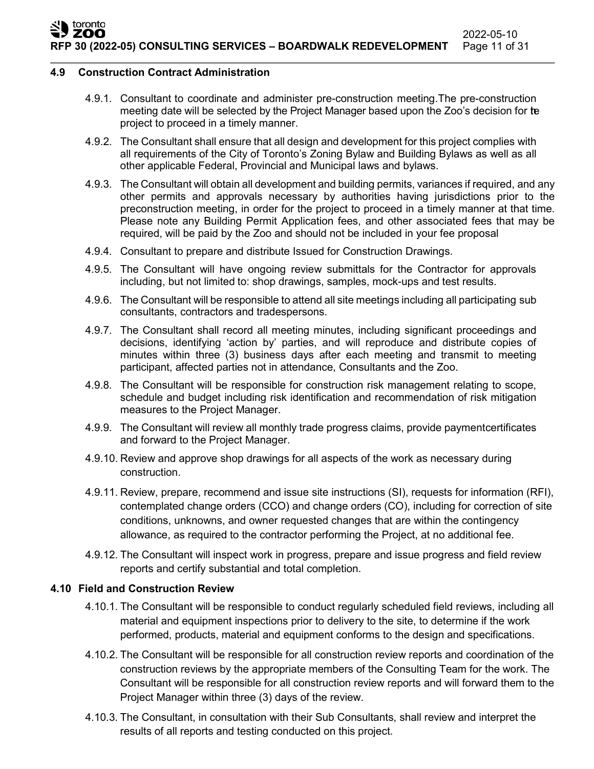### 4.9 Construction Contract Administration

4.9.1. Consultant to coordinate and administer pre-construction meeting.The pre-construction meeting date will be selected by the Project Manager based upon the Zoo's decision for the project to proceed in a timely manner.

4.9.2. The Consultant shall ensure that all design and development for this project complies with all requirements of the City of Toronto's Zoning Bylaw and Building Bylaws as well as all other applicable Federal, Provincial and Municipal laws and bylaws.

4.9.3. The Consultant will obtain all development and building permits, variances if required, and any other permits and approvals necessary by authorities having jurisdictions prior to the preconstruction meeting, in order for the project to proceed in a timely manner at that time. Please note any Building Permit Application fees, and other associated fees that may be required, will be paid by the Zoo and should not be included in your fee proposal

4.9.4. Consultant to prepare and distribute Issued for Construction Drawings.

4.9.5. The Consultant will have ongoing review submittals for the Contractor for approvals including, but not limited to: shop drawings, samples, mock-ups and test results.

4.9.6. The Consultant will be responsible to attend all site meetings including all participating sub consultants, contractors and tradespersons.

4.9.7. The Consultant shall record all meeting minutes, including significant proceedings and decisions, identifying 'action by' parties, and will reproduce and distribute copies of minutes within three (3) business days after each meeting and transmit to meeting participant, affected parties not in attendance, Consultants and the Zoo.

4.9.8. The Consultant will be responsible for construction risk management relating to scope, schedule and budget including risk identification and recommendation of risk mitigation measures to the Project Manager.

4.9.9. The Consultant will review all monthly trade progress claims, provide paymentcertificates and forward to the Project Manager.

4.9.10. Review and approve shop drawings for all aspects of the work as necessary during construction.

4.9.11. Review, prepare, recommend and issue site instructions (SI), requests for information (RFI), contemplated change orders (CCO) and change orders (CO), including for correction of site conditions, unknowns, and owner requested changes that are within the contingency allowance, as required to the contractor performing the Project, at no additional fee.

4.9.12. The Consultant will inspect work in progress, prepare and issue progress and field review reports and certify substantial and total completion.

### 4.10 Field and Construction Review

4.10.1. The Consultant will be responsible to conduct regularly scheduled field reviews, including all material and equipment inspections prior to delivery to the site, to determine if the work performed, products, material and equipment conforms to the design and specifications.

4.10.2. The Consultant will be responsible for all construction review reports and coordination of the construction reviews by the appropriate members of the Consulting Team for the work. The Consultant will be responsible for all construction review reports and will forward them to the Project Manager within three (3) days of the review.

4.10.3. The Consultant, in consultation with their Sub Consultants, shall review and interpret the results of all reports and testing conducted on this project.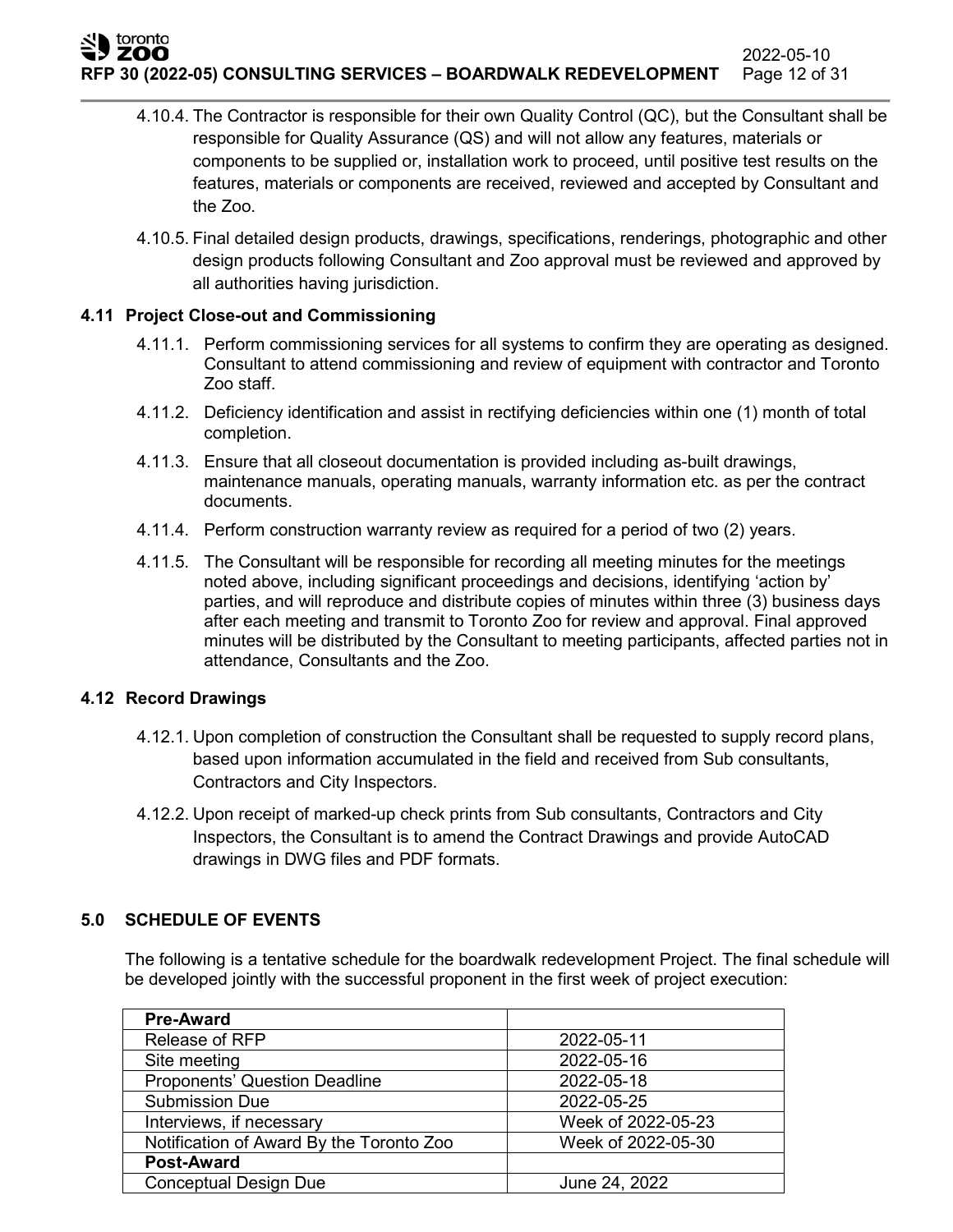4.10.4. The Contractor is responsible for their own Quality Control (QC), but the Consultant shall be responsible for Quality Assurance (QS) and will not allow any features, materials or components to be supplied or, installation work to proceed, until positive test results on the features, materials or components are received, reviewed and accepted by Consultant and the Zoo.

4.10.5. Final detailed design products, drawings, specifications, renderings, photographic and other design products following Consultant and Zoo approval must be reviewed and approved by all authorities having jurisdiction.

### 4.11 Project Close-out and Commissioning

4.11.1. Perform commissioning services for all systems to confirm they are operating as designed. Consultant to attend commissioning and review of equipment with contractor and Toronto Zoo staff.

4.11.2. Deficiency identification and assist in rectifying deficiencies within one (1) month of total completion.

4.11.3. Ensure that all closeout documentation is provided including as-built drawings, maintenance manuals, operating manuals, warranty information etc. as per the contract documents.

4.11.4. Perform construction warranty review as required for a period of two (2) years.

4.11.5. The Consultant will be responsible for recording all meeting minutes for the meetings noted above, including significant proceedings and decisions, identifying 'action by' parties, and will reproduce and distribute copies of minutes within three (3) business days after each meeting and transmit to Toronto Zoo for review and approval. Final approved minutes will be distributed by the Consultant to meeting participants, affected parties not in attendance, Consultants and the Zoo.

### 4.12 Record Drawings

4.12.1. Upon completion of construction the Consultant shall be requested to supply record plans, based upon information accumulated in the field and received from Sub consultants, Contractors and City Inspectors.

4.12.2. Upon receipt of marked-up check prints from Sub consultants, Contractors and City Inspectors, the Consultant is to amend the Contract Drawings and provide AutoCAD drawings in DWG files and PDF formats.

## 5.0 SCHEDULE OF EVENTS

The following is a tentative schedule for the boardwalk redevelopment Project. The final schedule will be developed jointly with the successful proponent in the first week of project execution:

| **Pre-Award** | |
|---|---|
| Release of RFP | 2022-05-11 |
| Site meeting | 2022-05-16 |
| Proponents' Question Deadline | 2022-05-18 |
| Submission Due | 2022-05-25 |
| Interviews, if necessary | Week of 2022-05-23 |
| Notification of Award By the Toronto Zoo | Week of 2022-05-30 |
| **Post-Award** | |
| Conceptual Design Due | June 24, 2022 |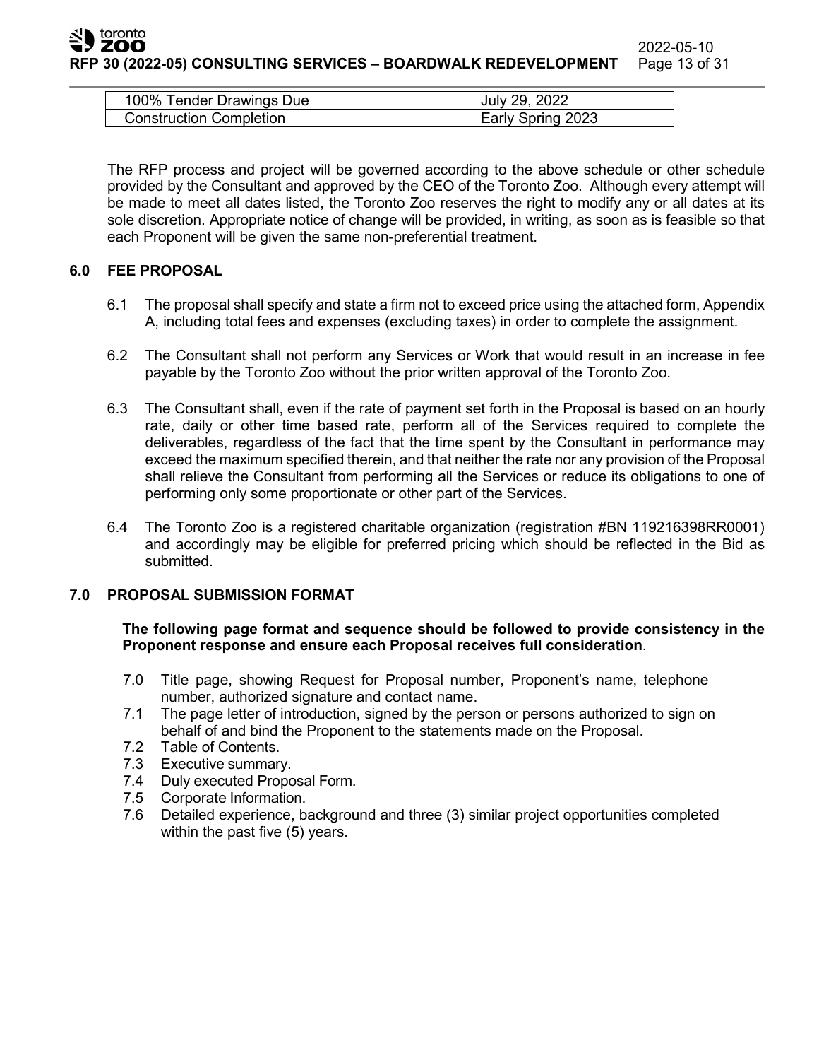| | |
|---|---|
| 100% Tender Drawings Due | July 29, 2022 |
| Construction Completion | Early Spring 2023 |

The RFP process and project will be governed according to the above schedule or other schedule provided by the Consultant and approved by the CEO of the Toronto Zoo. Although every attempt will be made to meet all dates listed, the Toronto Zoo reserves the right to modify any or all dates at its sole discretion. Appropriate notice of change will be provided, in writing, as soon as is feasible so that each Proponent will be given the same non-preferential treatment.

## 6.0 FEE PROPOSAL

6.1 The proposal shall specify and state a firm not to exceed price using the attached form, Appendix A, including total fees and expenses (excluding taxes) in order to complete the assignment.

6.2 The Consultant shall not perform any Services or Work that would result in an increase in fee payable by the Toronto Zoo without the prior written approval of the Toronto Zoo.

6.3 The Consultant shall, even if the rate of payment set forth in the Proposal is based on an hourly rate, daily or other time based rate, perform all of the Services required to complete the deliverables, regardless of the fact that the time spent by the Consultant in performance may exceed the maximum specified therein, and that neither the rate nor any provision of the Proposal shall relieve the Consultant from performing all the Services or reduce its obligations to one of performing only some proportionate or other part of the Services.

6.4 The Toronto Zoo is a registered charitable organization (registration #BN 119216398RR0001) and accordingly may be eligible for preferred pricing which should be reflected in the Bid as submitted.

## 7.0 PROPOSAL SUBMISSION FORMAT

**The following page format and sequence should be followed to provide consistency in the Proponent response and ensure each Proposal receives full consideration**.

7.0 Title page, showing Request for Proposal number, Proponent's name, telephone number, authorized signature and contact name.
7.1 The page letter of introduction, signed by the person or persons authorized to sign on behalf of and bind the Proponent to the statements made on the Proposal.
7.2 Table of Contents.
7.3 Executive summary.
7.4 Duly executed Proposal Form.
7.5 Corporate Information.
7.6 Detailed experience, background and three (3) similar project opportunities completed within the past five (5) years.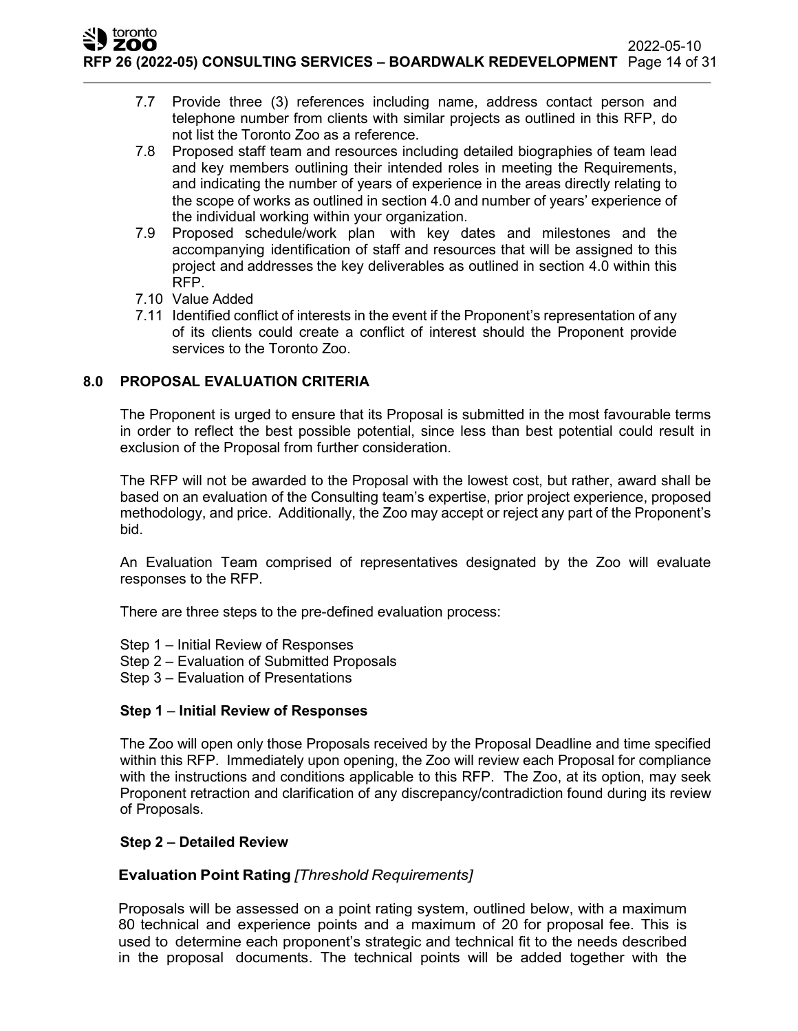7.7 Provide three (3) references including name, address contact person and telephone number from clients with similar projects as outlined in this RFP, do not list the Toronto Zoo as a reference.

7.8 Proposed staff team and resources including detailed biographies of team lead and key members outlining their intended roles in meeting the Requirements, and indicating the number of years of experience in the areas directly relating to the scope of works as outlined in section 4.0 and number of years' experience of the individual working within your organization.

7.9 Proposed schedule/work plan with key dates and milestones and the accompanying identification of staff and resources that will be assigned to this project and addresses the key deliverables as outlined in section 4.0 within this RFP.

7.10 Value Added

7.11 Identified conflict of interests in the event if the Proponent's representation of any of its clients could create a conflict of interest should the Proponent provide services to the Toronto Zoo.

## 8.0 PROPOSAL EVALUATION CRITERIA

The Proponent is urged to ensure that its Proposal is submitted in the most favourable terms in order to reflect the best possible potential, since less than best potential could result in exclusion of the Proposal from further consideration.

The RFP will not be awarded to the Proposal with the lowest cost, but rather, award shall be based on an evaluation of the Consulting team's expertise, prior project experience, proposed methodology, and price. Additionally, the Zoo may accept or reject any part of the Proponent's bid.

An Evaluation Team comprised of representatives designated by the Zoo will evaluate responses to the RFP.

There are three steps to the pre-defined evaluation process:

Step 1 – Initial Review of Responses
Step 2 – Evaluation of Submitted Proposals
Step 3 – Evaluation of Presentations

### Step 1 – Initial Review of Responses

The Zoo will open only those Proposals received by the Proposal Deadline and time specified within this RFP. Immediately upon opening, the Zoo will review each Proposal for compliance with the instructions and conditions applicable to this RFP. The Zoo, at its option, may seek Proponent retraction and clarification of any discrepancy/contradiction found during its review of Proposals.

### Step 2 – Detailed Review

**Evaluation Point Rating** *[Threshold Requirements]*

Proposals will be assessed on a point rating system, outlined below, with a maximum 80 technical and experience points and a maximum of 20 for proposal fee. This is used to determine each proponent's strategic and technical fit to the needs described in the proposal documents. The technical points will be added together with the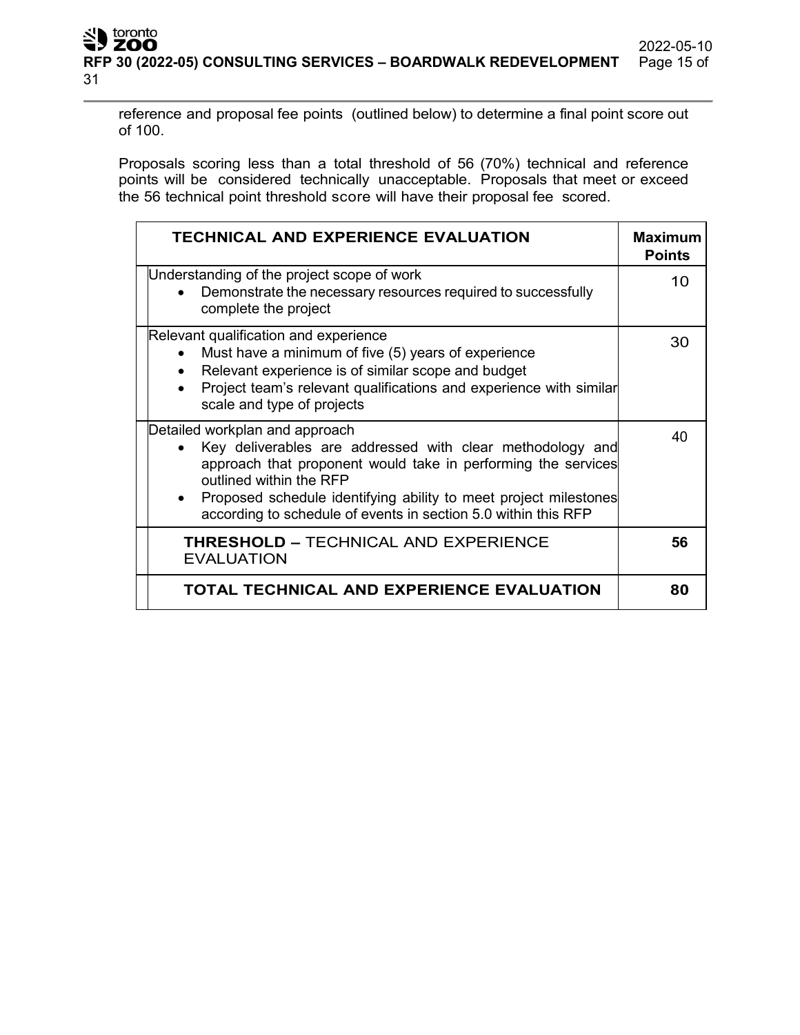reference and proposal fee points (outlined below) to determine a final point score out of 100.

Proposals scoring less than a total threshold of 56 (70%) technical and reference points will be considered technically unacceptable. Proposals that meet or exceed the 56 technical point threshold score will have their proposal fee scored.

| TECHNICAL AND EXPERIENCE EVALUATION | Maximum Points |
|---|---|
| Understanding of the project scope of work<br>• Demonstrate the necessary resources required to successfully complete the project | 10 |
| Relevant qualification and experience<br>• Must have a minimum of five (5) years of experience<br>• Relevant experience is of similar scope and budget<br>• Project team's relevant qualifications and experience with similar scale and type of projects | 30 |
| Detailed workplan and approach<br>• Key deliverables are addressed with clear methodology and approach that proponent would take in performing the services outlined within the RFP<br>• Proposed schedule identifying ability to meet project milestones according to schedule of events in section 5.0 within this RFP | 40 |
| **THRESHOLD –** TECHNICAL AND EXPERIENCE EVALUATION | **56** |
| **TOTAL TECHNICAL AND EXPERIENCE EVALUATION** | **80** |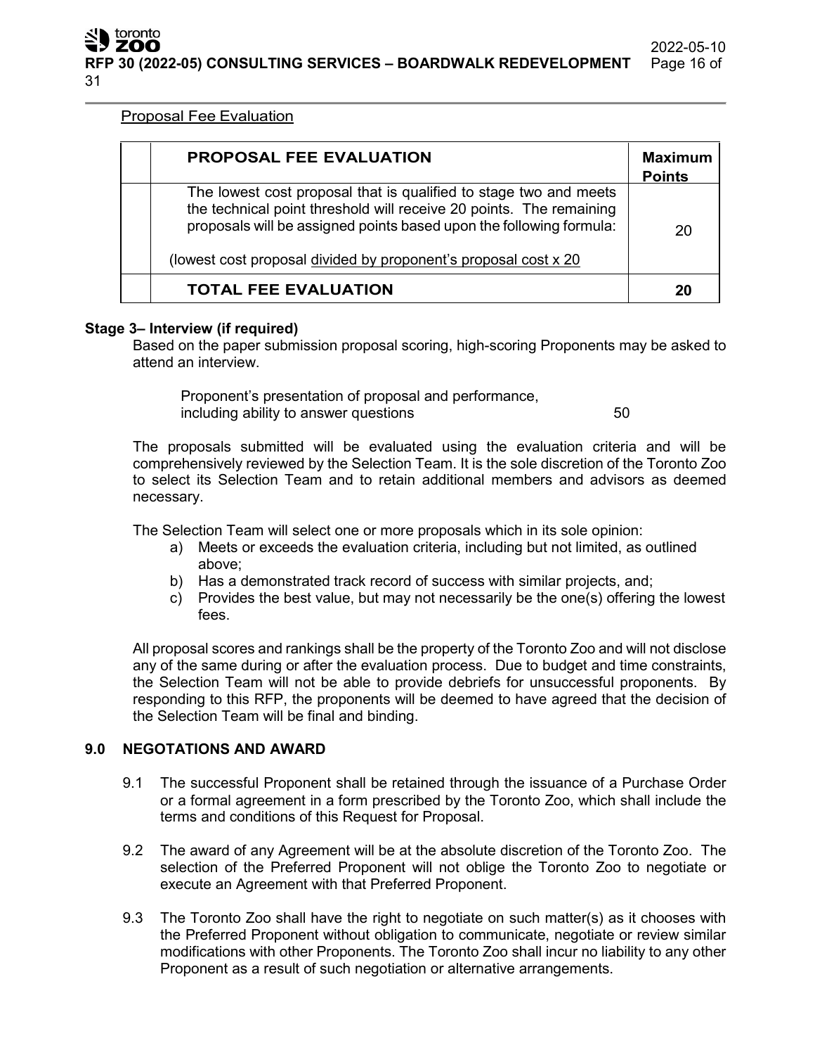Proposal Fee Evaluation

| | PROPOSAL FEE EVALUATION | Maximum Points |
|---|---|---|
| | The lowest cost proposal that is qualified to stage two and meets the technical point threshold will receive 20 points. The remaining proposals will be assigned points based upon the following formula:<br><br>(lowest cost proposal divided by proponent's proposal cost x 20 | 20 |
| | **TOTAL FEE EVALUATION** | **20** |

**Stage 3– Interview (if required)**

Based on the paper submission proposal scoring, high-scoring Proponents may be asked to attend an interview.

Proponent's presentation of proposal and performance, including ability to answer questions 50

The proposals submitted will be evaluated using the evaluation criteria and will be comprehensively reviewed by the Selection Team. It is the sole discretion of the Toronto Zoo to select its Selection Team and to retain additional members and advisors as deemed necessary.

The Selection Team will select one or more proposals which in its sole opinion:

a) Meets or exceeds the evaluation criteria, including but not limited, as outlined above;
b) Has a demonstrated track record of success with similar projects, and;
c) Provides the best value, but may not necessarily be the one(s) offering the lowest fees.

All proposal scores and rankings shall be the property of the Toronto Zoo and will not disclose any of the same during or after the evaluation process. Due to budget and time constraints, the Selection Team will not be able to provide debriefs for unsuccessful proponents. By responding to this RFP, the proponents will be deemed to have agreed that the decision of the Selection Team will be final and binding.

## 9.0 NEGOTATIONS AND AWARD

9.1 The successful Proponent shall be retained through the issuance of a Purchase Order or a formal agreement in a form prescribed by the Toronto Zoo, which shall include the terms and conditions of this Request for Proposal.

9.2 The award of any Agreement will be at the absolute discretion of the Toronto Zoo. The selection of the Preferred Proponent will not oblige the Toronto Zoo to negotiate or execute an Agreement with that Preferred Proponent.

9.3 The Toronto Zoo shall have the right to negotiate on such matter(s) as it chooses with the Preferred Proponent without obligation to communicate, negotiate or review similar modifications with other Proponents. The Toronto Zoo shall incur no liability to any other Proponent as a result of such negotiation or alternative arrangements.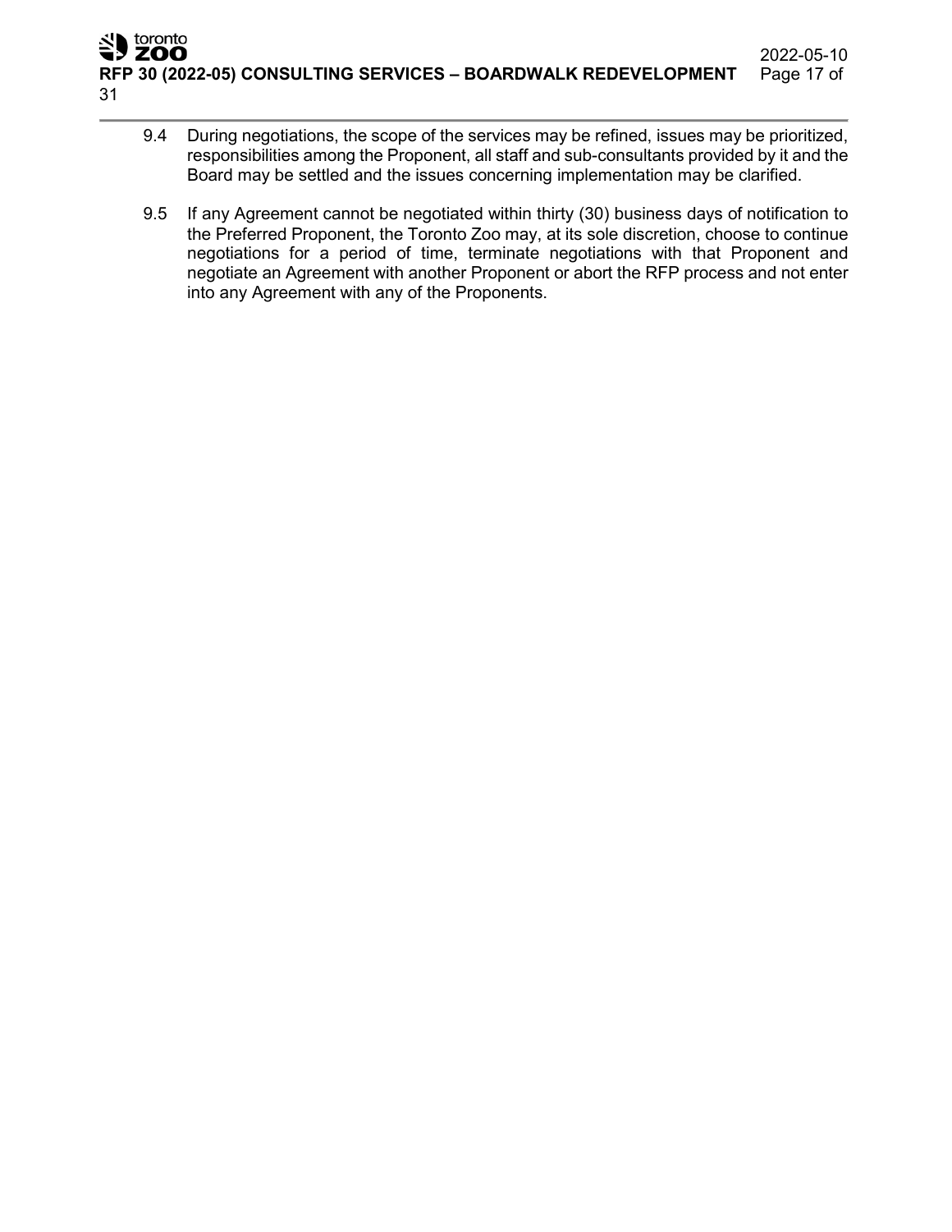9.4 During negotiations, the scope of the services may be refined, issues may be prioritized, responsibilities among the Proponent, all staff and sub-consultants provided by it and the Board may be settled and the issues concerning implementation may be clarified.

9.5 If any Agreement cannot be negotiated within thirty (30) business days of notification to the Preferred Proponent, the Toronto Zoo may, at its sole discretion, choose to continue negotiations for a period of time, terminate negotiations with that Proponent and negotiate an Agreement with another Proponent or abort the RFP process and not enter into any Agreement with any of the Proponents.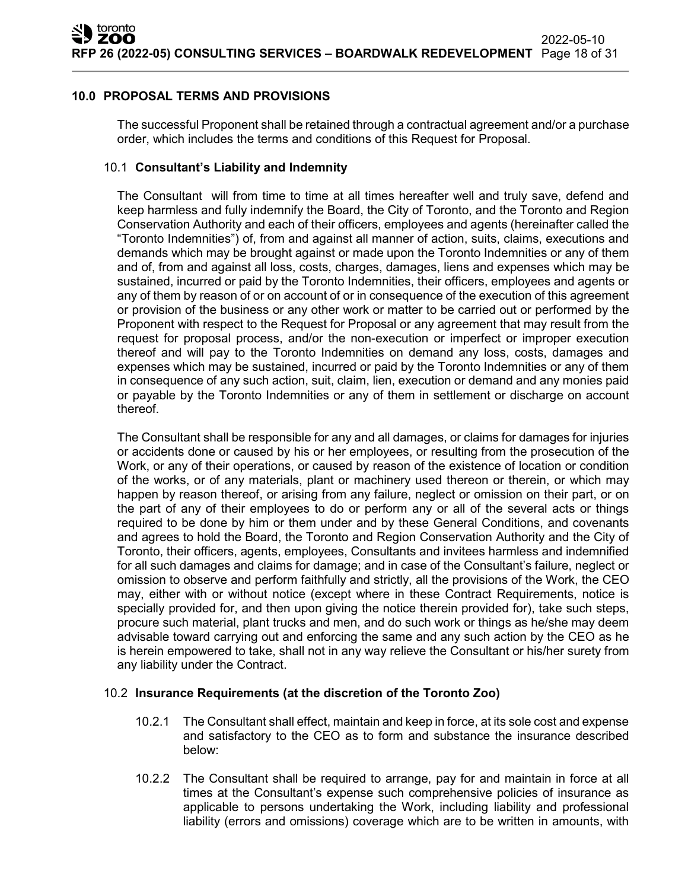## 10.0 PROPOSAL TERMS AND PROVISIONS

The successful Proponent shall be retained through a contractual agreement and/or a purchase order, which includes the terms and conditions of this Request for Proposal.

### 10.1 **Consultant's Liability and Indemnity**

The Consultant will from time to time at all times hereafter well and truly save, defend and keep harmless and fully indemnify the Board, the City of Toronto, and the Toronto and Region Conservation Authority and each of their officers, employees and agents (hereinafter called the "Toronto Indemnities") of, from and against all manner of action, suits, claims, executions and demands which may be brought against or made upon the Toronto Indemnities or any of them and of, from and against all loss, costs, charges, damages, liens and expenses which may be sustained, incurred or paid by the Toronto Indemnities, their officers, employees and agents or any of them by reason of or on account of or in consequence of the execution of this agreement or provision of the business or any other work or matter to be carried out or performed by the Proponent with respect to the Request for Proposal or any agreement that may result from the request for proposal process, and/or the non-execution or imperfect or improper execution thereof and will pay to the Toronto Indemnities on demand any loss, costs, damages and expenses which may be sustained, incurred or paid by the Toronto Indemnities or any of them in consequence of any such action, suit, claim, lien, execution or demand and any monies paid or payable by the Toronto Indemnities or any of them in settlement or discharge on account thereof.

The Consultant shall be responsible for any and all damages, or claims for damages for injuries or accidents done or caused by his or her employees, or resulting from the prosecution of the Work, or any of their operations, or caused by reason of the existence of location or condition of the works, or of any materials, plant or machinery used thereon or therein, or which may happen by reason thereof, or arising from any failure, neglect or omission on their part, or on the part of any of their employees to do or perform any or all of the several acts or things required to be done by him or them under and by these General Conditions, and covenants and agrees to hold the Board, the Toronto and Region Conservation Authority and the City of Toronto, their officers, agents, employees, Consultants and invitees harmless and indemnified for all such damages and claims for damage; and in case of the Consultant's failure, neglect or omission to observe and perform faithfully and strictly, all the provisions of the Work, the CEO may, either with or without notice (except where in these Contract Requirements, notice is specially provided for, and then upon giving the notice therein provided for), take such steps, procure such material, plant trucks and men, and do such work or things as he/she may deem advisable toward carrying out and enforcing the same and any such action by the CEO as he is herein empowered to take, shall not in any way relieve the Consultant or his/her surety from any liability under the Contract.

### 10.2 **Insurance Requirements (at the discretion of the Toronto Zoo)**

10.2.1 The Consultant shall effect, maintain and keep in force, at its sole cost and expense and satisfactory to the CEO as to form and substance the insurance described below:

10.2.2 The Consultant shall be required to arrange, pay for and maintain in force at all times at the Consultant's expense such comprehensive policies of insurance as applicable to persons undertaking the Work, including liability and professional liability (errors and omissions) coverage which are to be written in amounts, with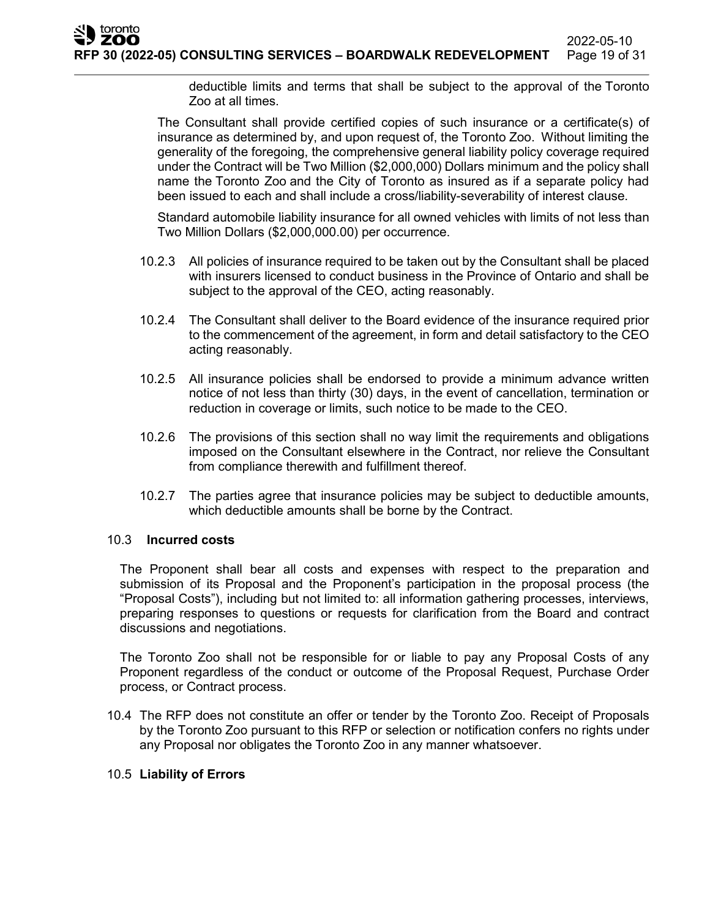deductible limits and terms that shall be subject to the approval of the Toronto Zoo at all times.

The Consultant shall provide certified copies of such insurance or a certificate(s) of insurance as determined by, and upon request of, the Toronto Zoo. Without limiting the generality of the foregoing, the comprehensive general liability policy coverage required under the Contract will be Two Million ($2,000,000) Dollars minimum and the policy shall name the Toronto Zoo and the City of Toronto as insured as if a separate policy had been issued to each and shall include a cross/liability-severability of interest clause.

Standard automobile liability insurance for all owned vehicles with limits of not less than Two Million Dollars ($2,000,000.00) per occurrence.

10.2.3 All policies of insurance required to be taken out by the Consultant shall be placed with insurers licensed to conduct business in the Province of Ontario and shall be subject to the approval of the CEO, acting reasonably.

10.2.4 The Consultant shall deliver to the Board evidence of the insurance required prior to the commencement of the agreement, in form and detail satisfactory to the CEO acting reasonably.

10.2.5 All insurance policies shall be endorsed to provide a minimum advance written notice of not less than thirty (30) days, in the event of cancellation, termination or reduction in coverage or limits, such notice to be made to the CEO.

10.2.6 The provisions of this section shall no way limit the requirements and obligations imposed on the Consultant elsewhere in the Contract, nor relieve the Consultant from compliance therewith and fulfillment thereof.

10.2.7 The parties agree that insurance policies may be subject to deductible amounts, which deductible amounts shall be borne by the Contract.

10.3 **Incurred costs**

The Proponent shall bear all costs and expenses with respect to the preparation and submission of its Proposal and the Proponent's participation in the proposal process (the "Proposal Costs"), including but not limited to: all information gathering processes, interviews, preparing responses to questions or requests for clarification from the Board and contract discussions and negotiations.

The Toronto Zoo shall not be responsible for or liable to pay any Proposal Costs of any Proponent regardless of the conduct or outcome of the Proposal Request, Purchase Order process, or Contract process.

10.4 The RFP does not constitute an offer or tender by the Toronto Zoo. Receipt of Proposals by the Toronto Zoo pursuant to this RFP or selection or notification confers no rights under any Proposal nor obligates the Toronto Zoo in any manner whatsoever.

10.5 **Liability of Errors**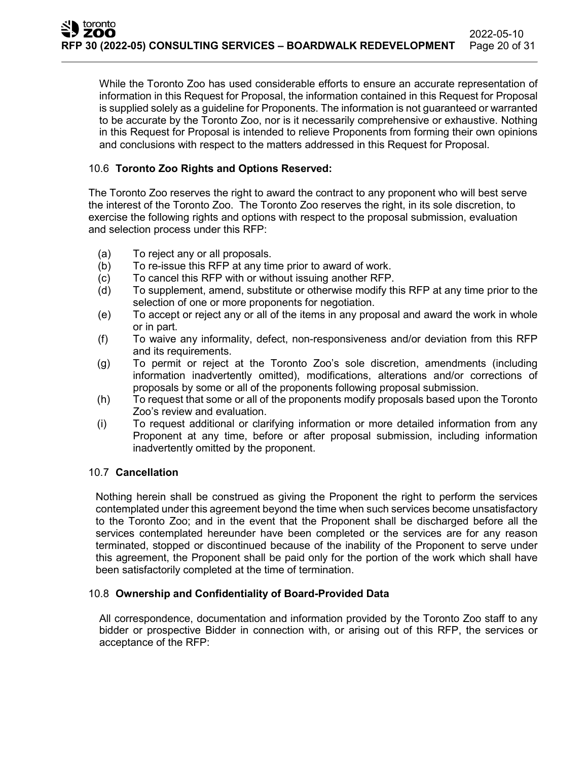While the Toronto Zoo has used considerable efforts to ensure an accurate representation of information in this Request for Proposal, the information contained in this Request for Proposal is supplied solely as a guideline for Proponents. The information is not guaranteed or warranted to be accurate by the Toronto Zoo, nor is it necessarily comprehensive or exhaustive. Nothing in this Request for Proposal is intended to relieve Proponents from forming their own opinions and conclusions with respect to the matters addressed in this Request for Proposal.

### 10.6 Toronto Zoo Rights and Options Reserved:

The Toronto Zoo reserves the right to award the contract to any proponent who will best serve the interest of the Toronto Zoo. The Toronto Zoo reserves the right, in its sole discretion, to exercise the following rights and options with respect to the proposal submission, evaluation and selection process under this RFP:

(a) To reject any or all proposals.
(b) To re-issue this RFP at any time prior to award of work.
(c) To cancel this RFP with or without issuing another RFP.
(d) To supplement, amend, substitute or otherwise modify this RFP at any time prior to the selection of one or more proponents for negotiation.
(e) To accept or reject any or all of the items in any proposal and award the work in whole or in part.
(f) To waive any informality, defect, non-responsiveness and/or deviation from this RFP and its requirements.
(g) To permit or reject at the Toronto Zoo's sole discretion, amendments (including information inadvertently omitted), modifications, alterations and/or corrections of proposals by some or all of the proponents following proposal submission.
(h) To request that some or all of the proponents modify proposals based upon the Toronto Zoo's review and evaluation.
(i) To request additional or clarifying information or more detailed information from any Proponent at any time, before or after proposal submission, including information inadvertently omitted by the proponent.

### 10.7 Cancellation

Nothing herein shall be construed as giving the Proponent the right to perform the services contemplated under this agreement beyond the time when such services become unsatisfactory to the Toronto Zoo; and in the event that the Proponent shall be discharged before all the services contemplated hereunder have been completed or the services are for any reason terminated, stopped or discontinued because of the inability of the Proponent to serve under this agreement, the Proponent shall be paid only for the portion of the work which shall have been satisfactorily completed at the time of termination.

### 10.8 Ownership and Confidentiality of Board-Provided Data

All correspondence, documentation and information provided by the Toronto Zoo staff to any bidder or prospective Bidder in connection with, or arising out of this RFP, the services or acceptance of the RFP: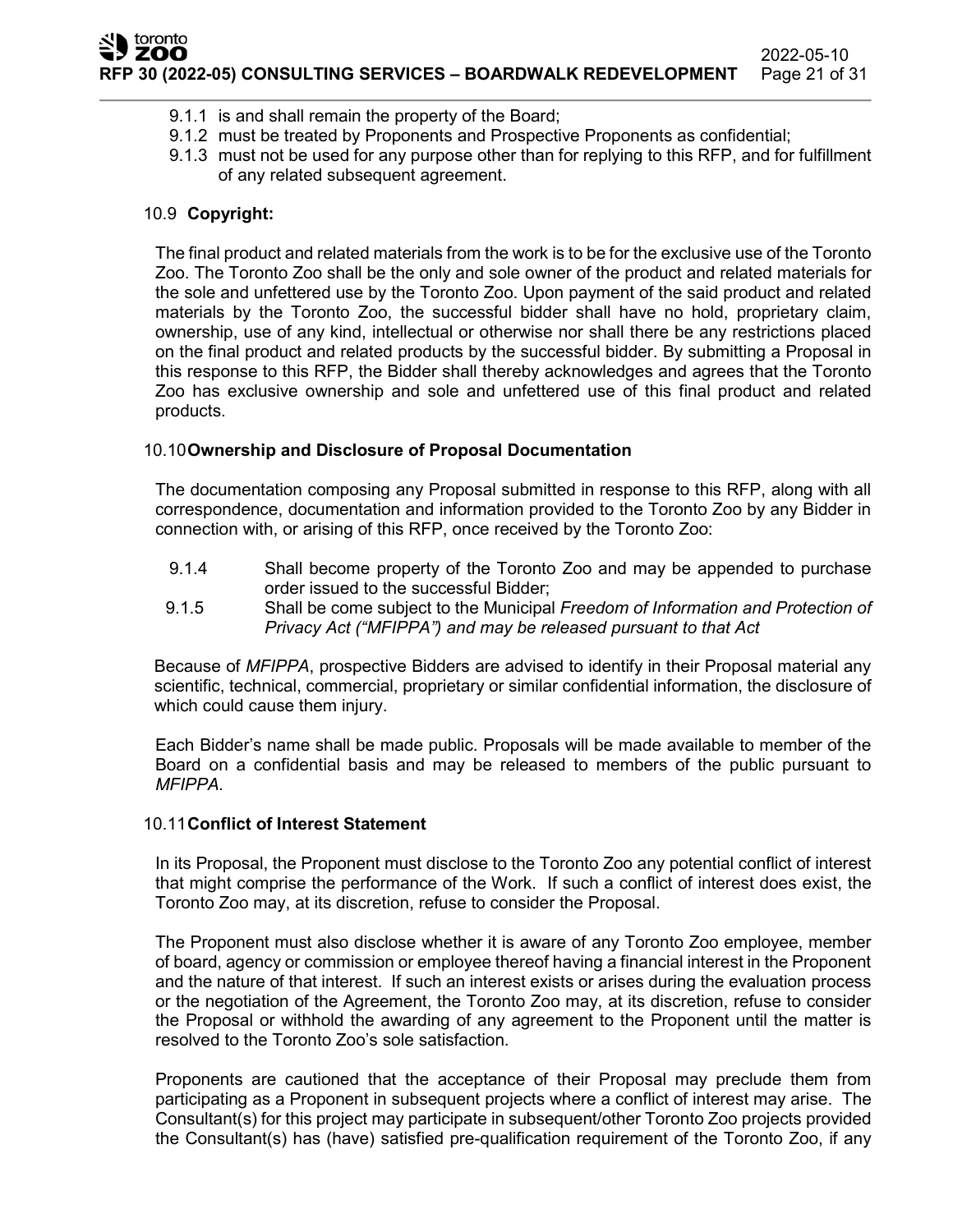9.1.1 is and shall remain the property of the Board;
9.1.2 must be treated by Proponents and Prospective Proponents as confidential;
9.1.3 must not be used for any purpose other than for replying to this RFP, and for fulfillment of any related subsequent agreement.

### 10.9 Copyright:

The final product and related materials from the work is to be for the exclusive use of the Toronto Zoo. The Toronto Zoo shall be the only and sole owner of the product and related materials for the sole and unfettered use by the Toronto Zoo. Upon payment of the said product and related materials by the Toronto Zoo, the successful bidder shall have no hold, proprietary claim, ownership, use of any kind, intellectual or otherwise nor shall there be any restrictions placed on the final product and related products by the successful bidder. By submitting a Proposal in this response to this RFP, the Bidder shall thereby acknowledges and agrees that the Toronto Zoo has exclusive ownership and sole and unfettered use of this final product and related products.

### 10.10 Ownership and Disclosure of Proposal Documentation

The documentation composing any Proposal submitted in response to this RFP, along with all correspondence, documentation and information provided to the Toronto Zoo by any Bidder in connection with, or arising of this RFP, once received by the Toronto Zoo:

9.1.4 Shall become property of the Toronto Zoo and may be appended to purchase order issued to the successful Bidder;
9.1.5 Shall be come subject to the Municipal *Freedom of Information and Protection of Privacy Act ("MFIPPA") and may be released pursuant to that Act*

Because of *MFIPPA*, prospective Bidders are advised to identify in their Proposal material any scientific, technical, commercial, proprietary or similar confidential information, the disclosure of which could cause them injury.

Each Bidder's name shall be made public. Proposals will be made available to member of the Board on a confidential basis and may be released to members of the public pursuant to *MFIPPA.*

### 10.11 Conflict of Interest Statement

In its Proposal, the Proponent must disclose to the Toronto Zoo any potential conflict of interest that might comprise the performance of the Work. If such a conflict of interest does exist, the Toronto Zoo may, at its discretion, refuse to consider the Proposal.

The Proponent must also disclose whether it is aware of any Toronto Zoo employee, member of board, agency or commission or employee thereof having a financial interest in the Proponent and the nature of that interest. If such an interest exists or arises during the evaluation process or the negotiation of the Agreement, the Toronto Zoo may, at its discretion, refuse to consider the Proposal or withhold the awarding of any agreement to the Proponent until the matter is resolved to the Toronto Zoo's sole satisfaction.

Proponents are cautioned that the acceptance of their Proposal may preclude them from participating as a Proponent in subsequent projects where a conflict of interest may arise. The Consultant(s) for this project may participate in subsequent/other Toronto Zoo projects provided the Consultant(s) has (have) satisfied pre-qualification requirement of the Toronto Zoo, if any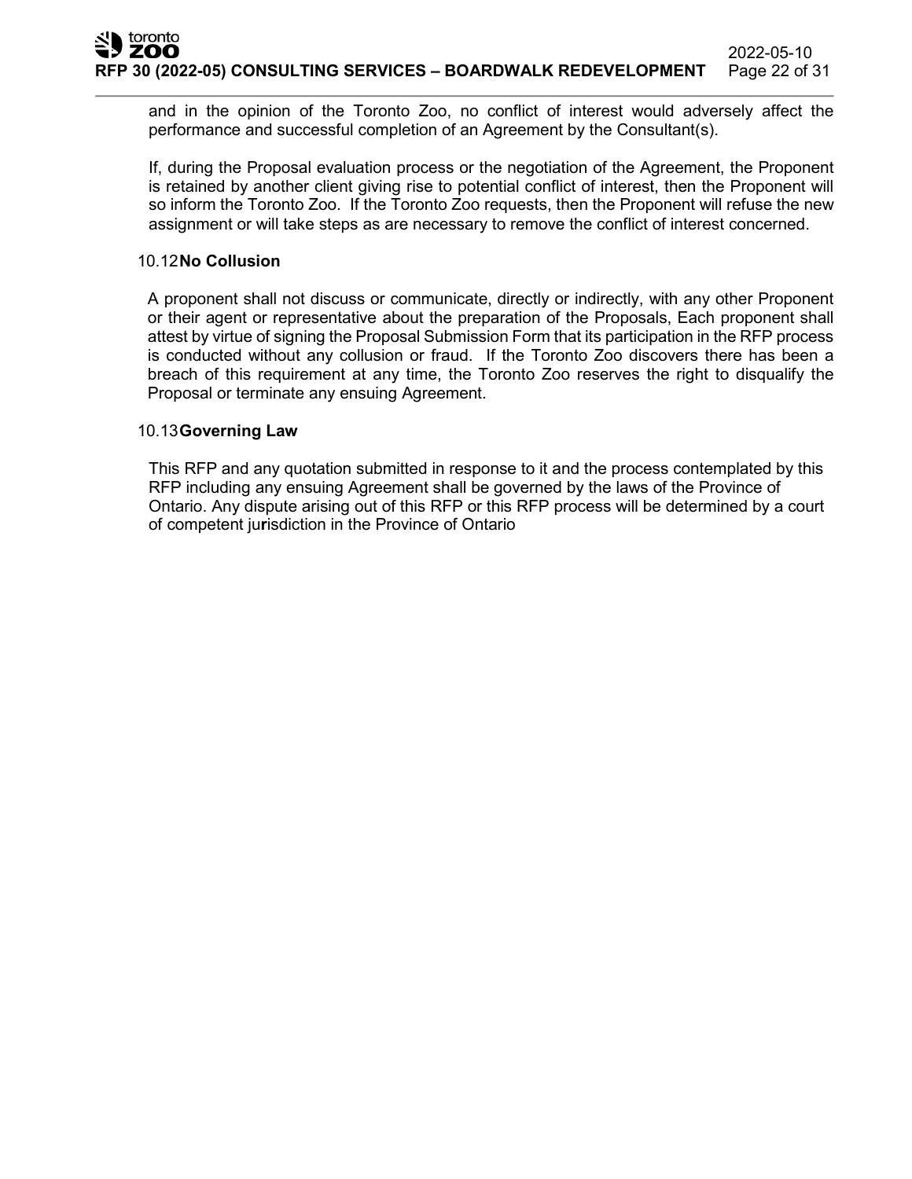and in the opinion of the Toronto Zoo, no conflict of interest would adversely affect the performance and successful completion of an Agreement by the Consultant(s).

If, during the Proposal evaluation process or the negotiation of the Agreement, the Proponent is retained by another client giving rise to potential conflict of interest, then the Proponent will so inform the Toronto Zoo. If the Toronto Zoo requests, then the Proponent will refuse the new assignment or will take steps as are necessary to remove the conflict of interest concerned.

### 10.12 No Collusion

A proponent shall not discuss or communicate, directly or indirectly, with any other Proponent or their agent or representative about the preparation of the Proposals, Each proponent shall attest by virtue of signing the Proposal Submission Form that its participation in the RFP process is conducted without any collusion or fraud. If the Toronto Zoo discovers there has been a breach of this requirement at any time, the Toronto Zoo reserves the right to disqualify the Proposal or terminate any ensuing Agreement.

### 10.13 Governing Law

This RFP and any quotation submitted in response to it and the process contemplated by this RFP including any ensuing Agreement shall be governed by the laws of the Province of Ontario. Any dispute arising out of this RFP or this RFP process will be determined by a court of competent jurisdiction in the Province of Ontario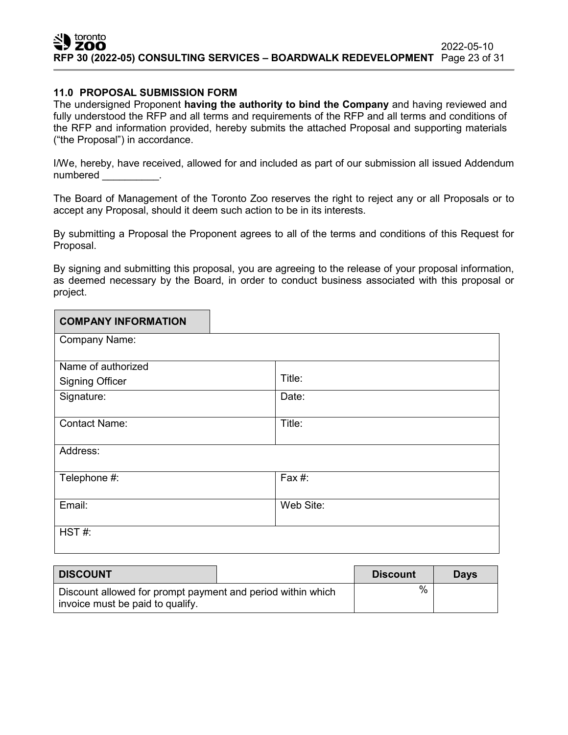## 11.0 PROPOSAL SUBMISSION FORM

The undersigned Proponent **having the authority to bind the Company** and having reviewed and fully understood the RFP and all terms and requirements of the RFP and all terms and conditions of the RFP and information provided, hereby submits the attached Proposal and supporting materials ("the Proposal") in accordance.

I/We, hereby, have received, allowed for and included as part of our submission all issued Addendum numbered __________.

The Board of Management of the Toronto Zoo reserves the right to reject any or all Proposals or to accept any Proposal, should it deem such action to be in its interests.

By submitting a Proposal the Proponent agrees to all of the terms and conditions of this Request for Proposal.

By signing and submitting this proposal, you are agreeing to the release of your proposal information, as deemed necessary by the Board, in order to conduct business associated with this proposal or project.

| **COMPANY INFORMATION** | |
|---|---|
| Company Name: | |
| Name of authorized Signing Officer | Title: |
| Signature: | Date: |
| Contact Name: | Title: |
| Address: | |
| Telephone #: | Fax #: |
| Email: | Web Site: |
| HST #: | |

| **DISCOUNT** | **Discount** | **Days** |
|---|---|---|
| Discount allowed for prompt payment and period within which invoice must be paid to qualify. | % | |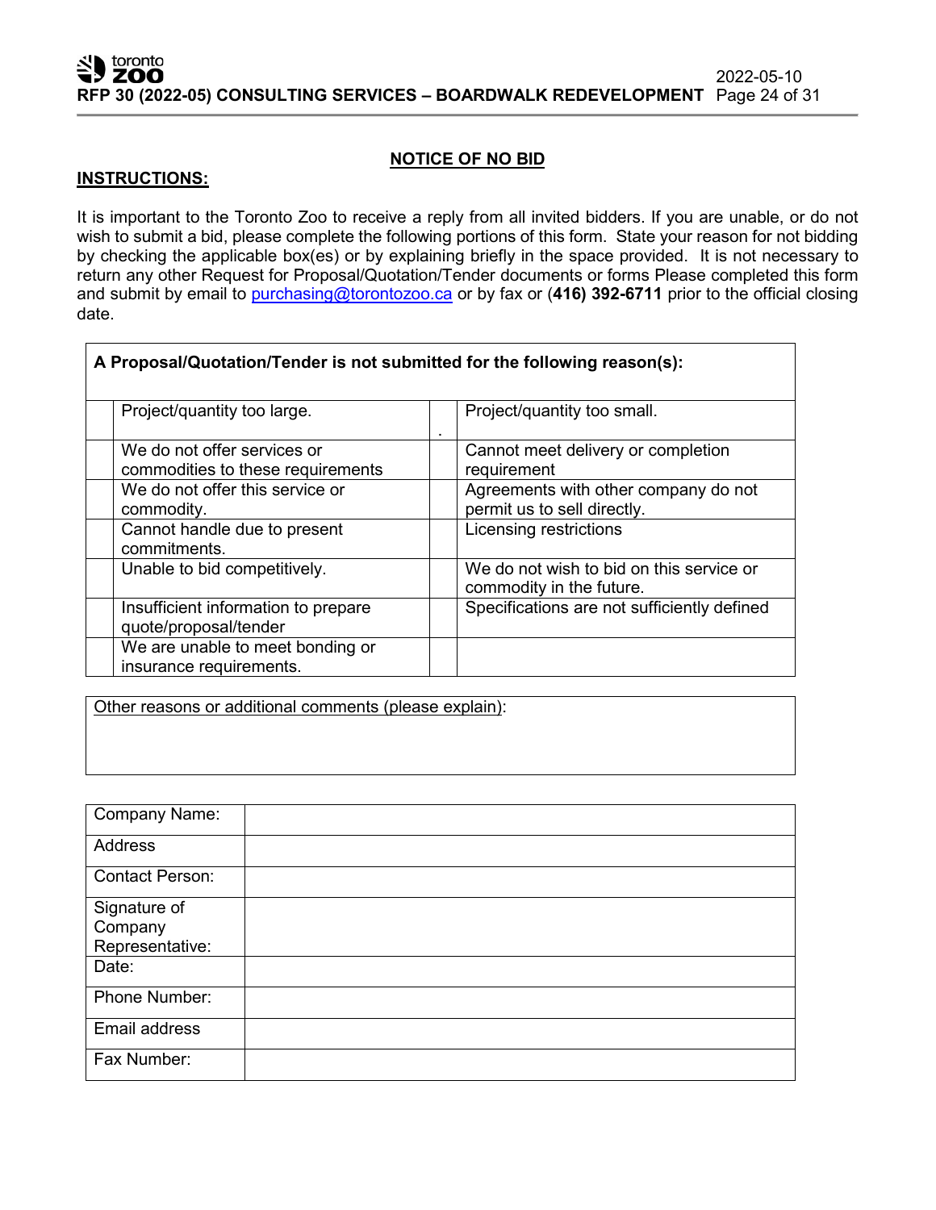## NOTICE OF NO BID

**INSTRUCTIONS:**

It is important to the Toronto Zoo to receive a reply from all invited bidders. If you are unable, or do not wish to submit a bid, please complete the following portions of this form. State your reason for not bidding by checking the applicable box(es) or by explaining briefly in the space provided. It is not necessary to return any other Request for Proposal/Quotation/Tender documents or forms Please completed this form and submit by email to purchasing@torontozoo.ca or by fax or (**416) 392-6711** prior to the official closing date.

| **A Proposal/Quotation/Tender is not submitted for the following reason(s):** | | | |
|---|---|---|---|
| | Project/quantity too large. | . | Project/quantity too small. |
| | We do not offer services or commodities to these requirements | | Cannot meet delivery or completion requirement |
| | We do not offer this service or commodity. | | Agreements with other company do not permit us to sell directly. |
| | Cannot handle due to present commitments. | | Licensing restrictions |
| | Unable to bid competitively. | | We do not wish to bid on this service or commodity in the future. |
| | Insufficient information to prepare quote/proposal/tender | | Specifications are not sufficiently defined |
| | We are unable to meet bonding or insurance requirements. | | |

| Other reasons or additional comments (please explain): |
|---|
| |

| Company Name: | |
|---|---|
| Address | |
| Contact Person: | |
| Signature of Company Representative: | |
| Date: | |
| Phone Number: | |
| Email address | |
| Fax Number: | |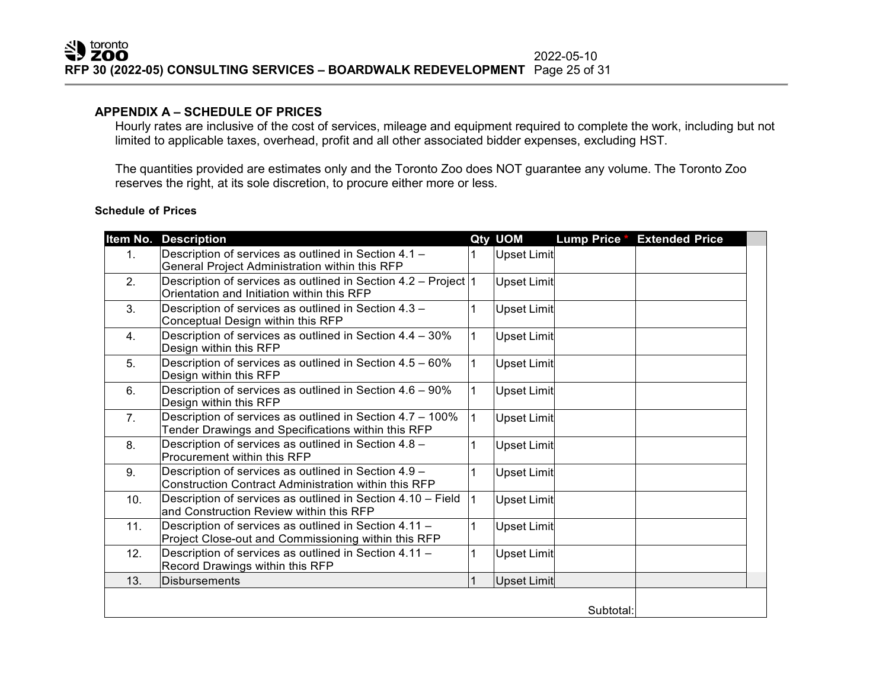## APPENDIX A – SCHEDULE OF PRICES

Hourly rates are inclusive of the cost of services, mileage and equipment required to complete the work, including but not limited to applicable taxes, overhead, profit and all other associated bidder expenses, excluding HST.

The quantities provided are estimates only and the Toronto Zoo does NOT guarantee any volume. The Toronto Zoo reserves the right, at its sole discretion, to procure either more or less.

**Schedule of Prices**

| Item No. | Description | Qty | UOM | Lump Price * | Extended Price |
|---|---|---|---|---|---|
| 1. | Description of services as outlined in Section 4.1 – General Project Administration within this RFP | 1 | Upset Limit | | |
| 2. | Description of services as outlined in Section 4.2 – Project Orientation and Initiation within this RFP | 1 | Upset Limit | | |
| 3. | Description of services as outlined in Section 4.3 – Conceptual Design within this RFP | 1 | Upset Limit | | |
| 4. | Description of services as outlined in Section 4.4 – 30% Design within this RFP | 1 | Upset Limit | | |
| 5. | Description of services as outlined in Section 4.5 – 60% Design within this RFP | 1 | Upset Limit | | |
| 6. | Description of services as outlined in Section 4.6 – 90% Design within this RFP | 1 | Upset Limit | | |
| 7. | Description of services as outlined in Section 4.7 – 100% Tender Drawings and Specifications within this RFP | 1 | Upset Limit | | |
| 8. | Description of services as outlined in Section 4.8 – Procurement within this RFP | 1 | Upset Limit | | |
| 9. | Description of services as outlined in Section 4.9 – Construction Contract Administration within this RFP | 1 | Upset Limit | | |
| 10. | Description of services as outlined in Section 4.10 – Field and Construction Review within this RFP | 1 | Upset Limit | | |
| 11. | Description of services as outlined in Section 4.11 – Project Close-out and Commissioning within this RFP | 1 | Upset Limit | | |
| 12. | Description of services as outlined in Section 4.11 – Record Drawings within this RFP | 1 | Upset Limit | | |
| 13. | Disbursements | 1 | Upset Limit | | |
| | | | | Subtotal: | |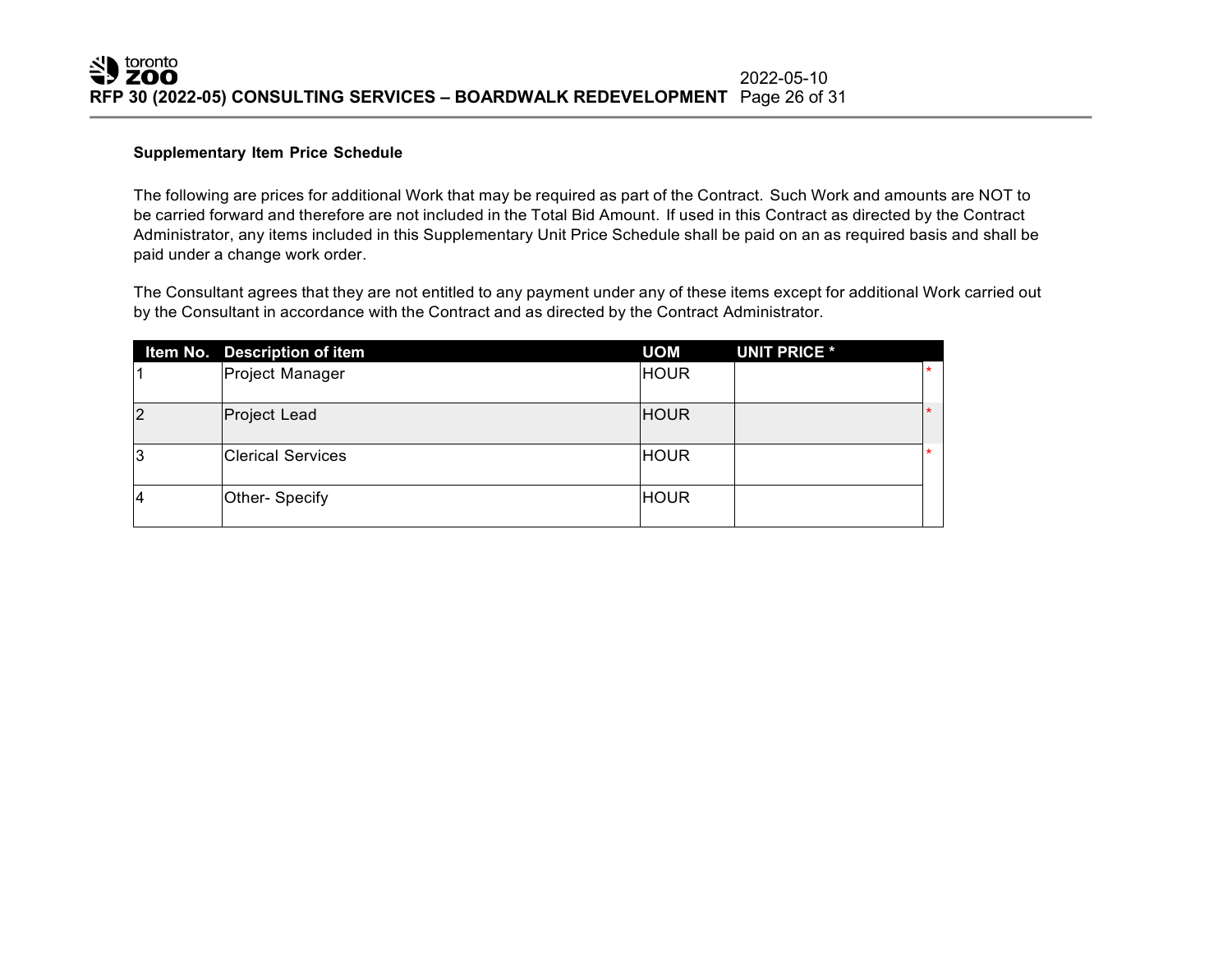**Supplementary Item Price Schedule**

The following are prices for additional Work that may be required as part of the Contract. Such Work and amounts are NOT to be carried forward and therefore are not included in the Total Bid Amount. If used in this Contract as directed by the Contract Administrator, any items included in this Supplementary Unit Price Schedule shall be paid on an as required basis and shall be paid under a change work order.

The Consultant agrees that they are not entitled to any payment under any of these items except for additional Work carried out by the Consultant in accordance with the Contract and as directed by the Contract Administrator.

| Item No. | Description of item | UOM | UNIT PRICE * | |
|---|---|---|---|---|
| 1 | Project Manager | HOUR | | * |
| 2 | Project Lead | HOUR | | * |
| 3 | Clerical Services | HOUR | | * |
| 4 | Other- Specify | HOUR | | |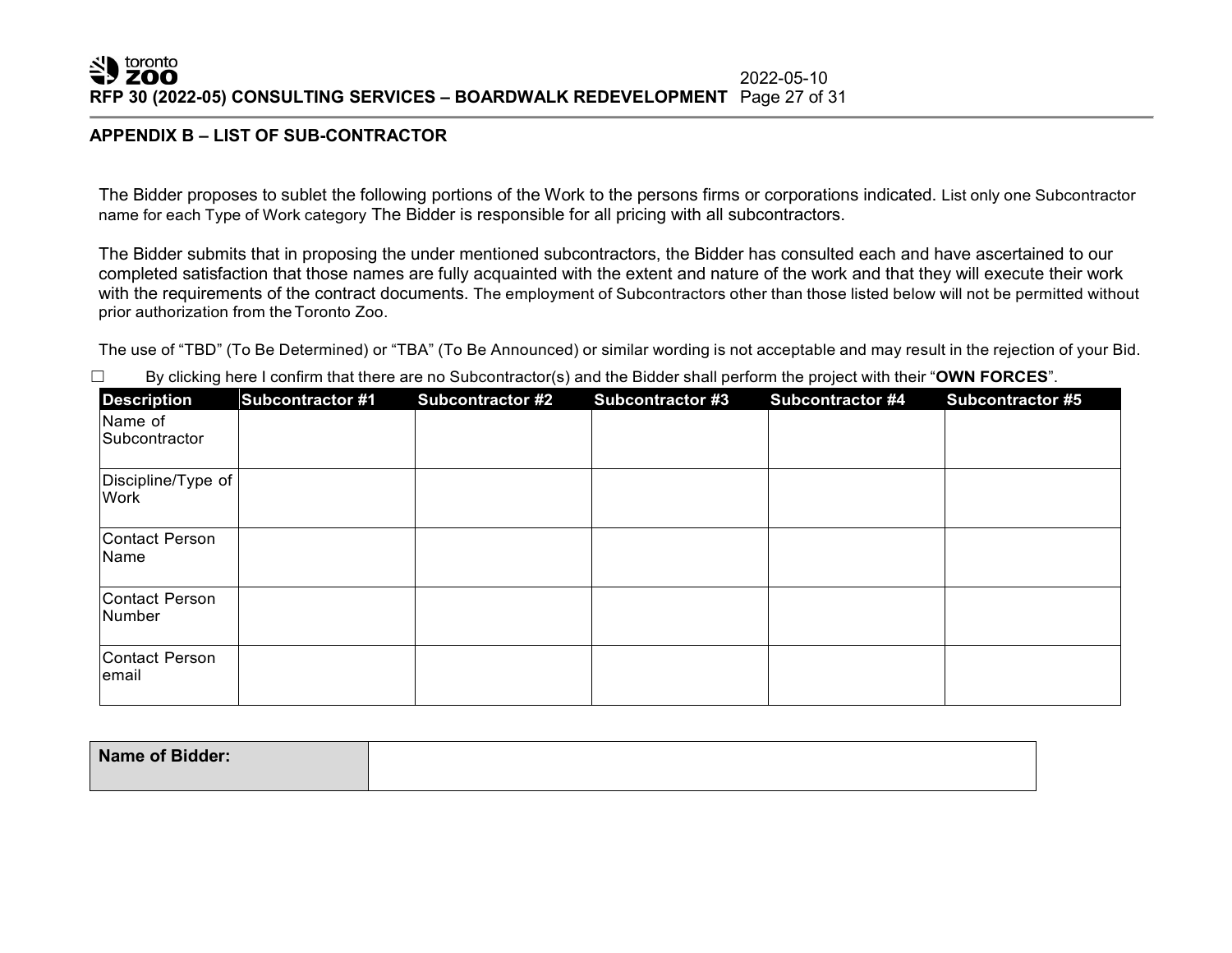## APPENDIX B – LIST OF SUB-CONTRACTOR

The Bidder proposes to sublet the following portions of the Work to the persons firms or corporations indicated. List only one Subcontractor name for each Type of Work category The Bidder is responsible for all pricing with all subcontractors.

The Bidder submits that in proposing the under mentioned subcontractors, the Bidder has consulted each and have ascertained to our completed satisfaction that those names are fully acquainted with the extent and nature of the work and that they will execute their work with the requirements of the contract documents. The employment of Subcontractors other than those listed below will not be permitted without prior authorization from the Toronto Zoo.

The use of "TBD" (To Be Determined) or "TBA" (To Be Announced) or similar wording is not acceptable and may result in the rejection of your Bid.

☐ By clicking here I confirm that there are no Subcontractor(s) and the Bidder shall perform the project with their "**OWN FORCES**".

| Description | Subcontractor #1 | Subcontractor #2 | Subcontractor #3 | Subcontractor #4 | Subcontractor #5 |
|---|---|---|---|---|---|
| Name of Subcontractor | | | | | |
| Discipline/Type of Work | | | | | |
| Contact Person Name | | | | | |
| Contact Person Number | | | | | |
| Contact Person email | | | | | |

| **Name of Bidder:** | |
|---|---|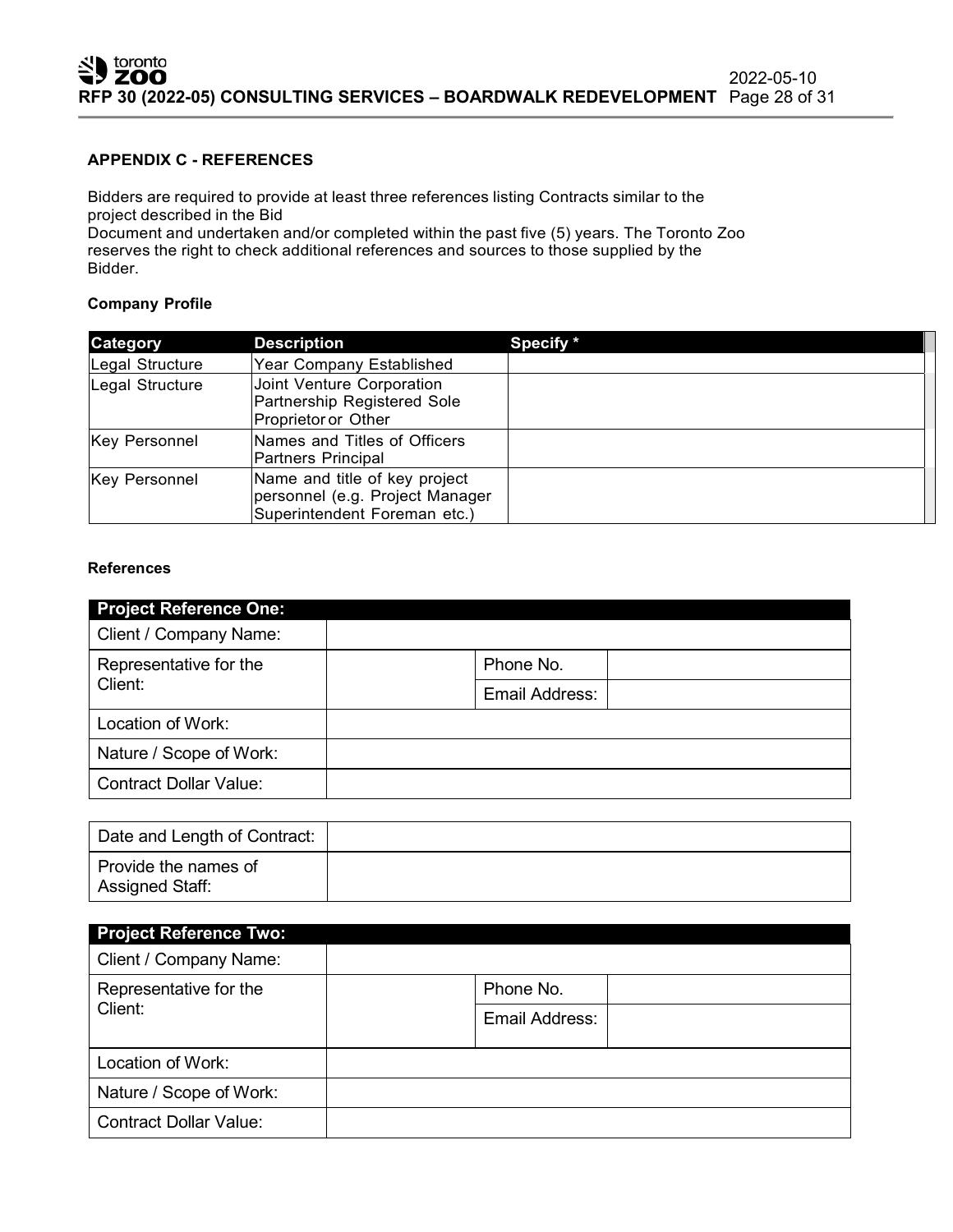## APPENDIX C - REFERENCES

Bidders are required to provide at least three references listing Contracts similar to the project described in the Bid Document and undertaken and/or completed within the past five (5) years. The Toronto Zoo reserves the right to check additional references and sources to those supplied by the Bidder.

### Company Profile

| Category | Description | Specify * |
|---|---|---|
| Legal Structure | Year Company Established | |
| Legal Structure | Joint Venture Corporation Partnership Registered Sole Proprietor or Other | |
| Key Personnel | Names and Titles of Officers Partners Principal | |
| Key Personnel | Name and title of key project personnel (e.g. Project Manager Superintendent Foreman etc.) | |

### References

| Project Reference One: | | | |
|---|---|---|---|
| Client / Company Name: | | | |
| Representative for the Client: | | Phone No. | |
| | | Email Address: | |
| Location of Work: | | | |
| Nature / Scope of Work: | | | |
| Contract Dollar Value: | | | |
| Date and Length of Contract: | | | |
| Provide the names of Assigned Staff: | | | |

| Project Reference Two: | | | |
|---|---|---|---|
| Client / Company Name: | | | |
| Representative for the Client: | | Phone No. | |
| | | Email Address: | |
| Location of Work: | | | |
| Nature / Scope of Work: | | | |
| Contract Dollar Value: | | | |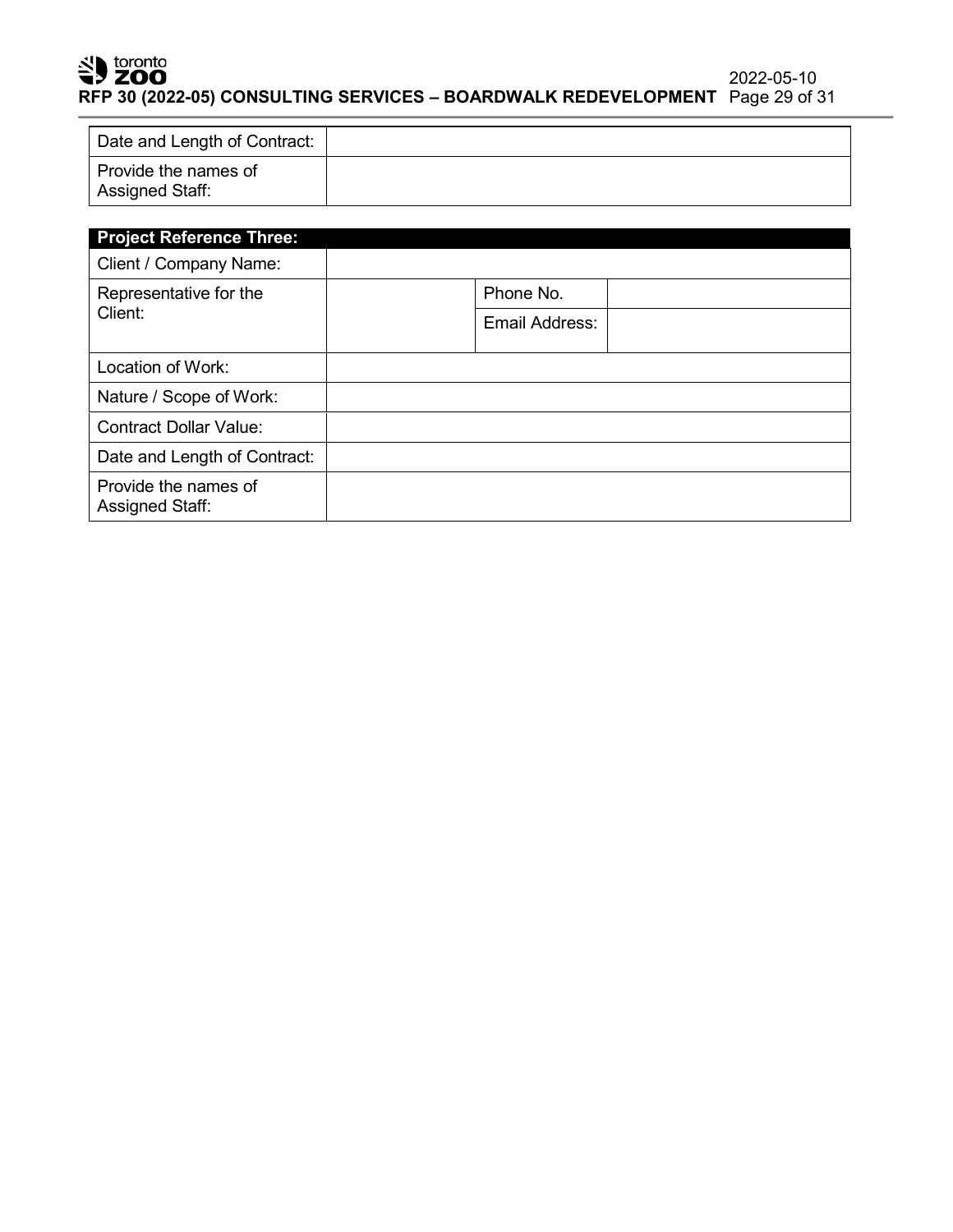| Date and Length of Contract: | | | |
|---|---|---|---|
| Provide the names of Assigned Staff: | | | |

| **Project Reference Three:** | | | |
|---|---|---|---|
| Client / Company Name: | | | |
| Representative for the Client: | | Phone No. | |
| | | Email Address: | |
| Location of Work: | | | |
| Nature / Scope of Work: | | | |
| Contract Dollar Value: | | | |
| Date and Length of Contract: | | | |
| Provide the names of Assigned Staff: | | | |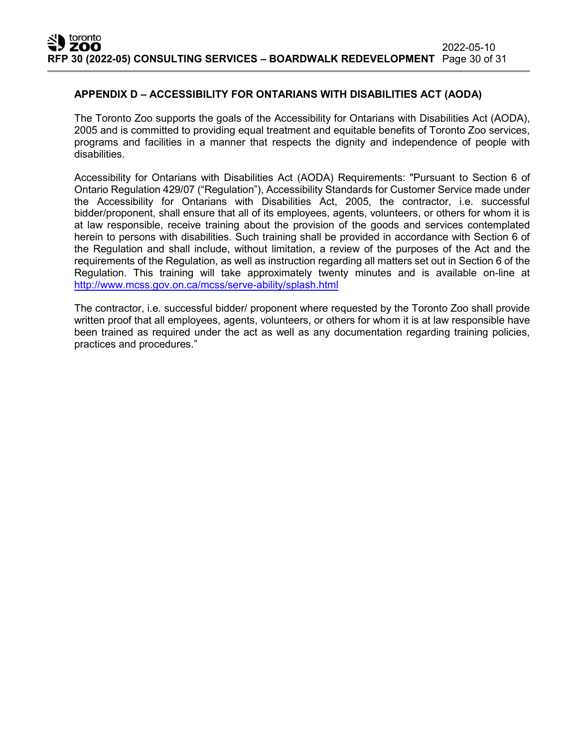## APPENDIX D – ACCESSIBILITY FOR ONTARIANS WITH DISABILITIES ACT (AODA)

The Toronto Zoo supports the goals of the Accessibility for Ontarians with Disabilities Act (AODA), 2005 and is committed to providing equal treatment and equitable benefits of Toronto Zoo services, programs and facilities in a manner that respects the dignity and independence of people with disabilities.

Accessibility for Ontarians with Disabilities Act (AODA) Requirements: "Pursuant to Section 6 of Ontario Regulation 429/07 ("Regulation"), Accessibility Standards for Customer Service made under the Accessibility for Ontarians with Disabilities Act, 2005, the contractor, i.e. successful bidder/proponent, shall ensure that all of its employees, agents, volunteers, or others for whom it is at law responsible, receive training about the provision of the goods and services contemplated herein to persons with disabilities. Such training shall be provided in accordance with Section 6 of the Regulation and shall include, without limitation, a review of the purposes of the Act and the requirements of the Regulation, as well as instruction regarding all matters set out in Section 6 of the Regulation. This training will take approximately twenty minutes and is available on-line at http://www.mcss.gov.on.ca/mcss/serve-ability/splash.html

The contractor, i.e. successful bidder/ proponent where requested by the Toronto Zoo shall provide written proof that all employees, agents, volunteers, or others for whom it is at law responsible have been trained as required under the act as well as any documentation regarding training policies, practices and procedures."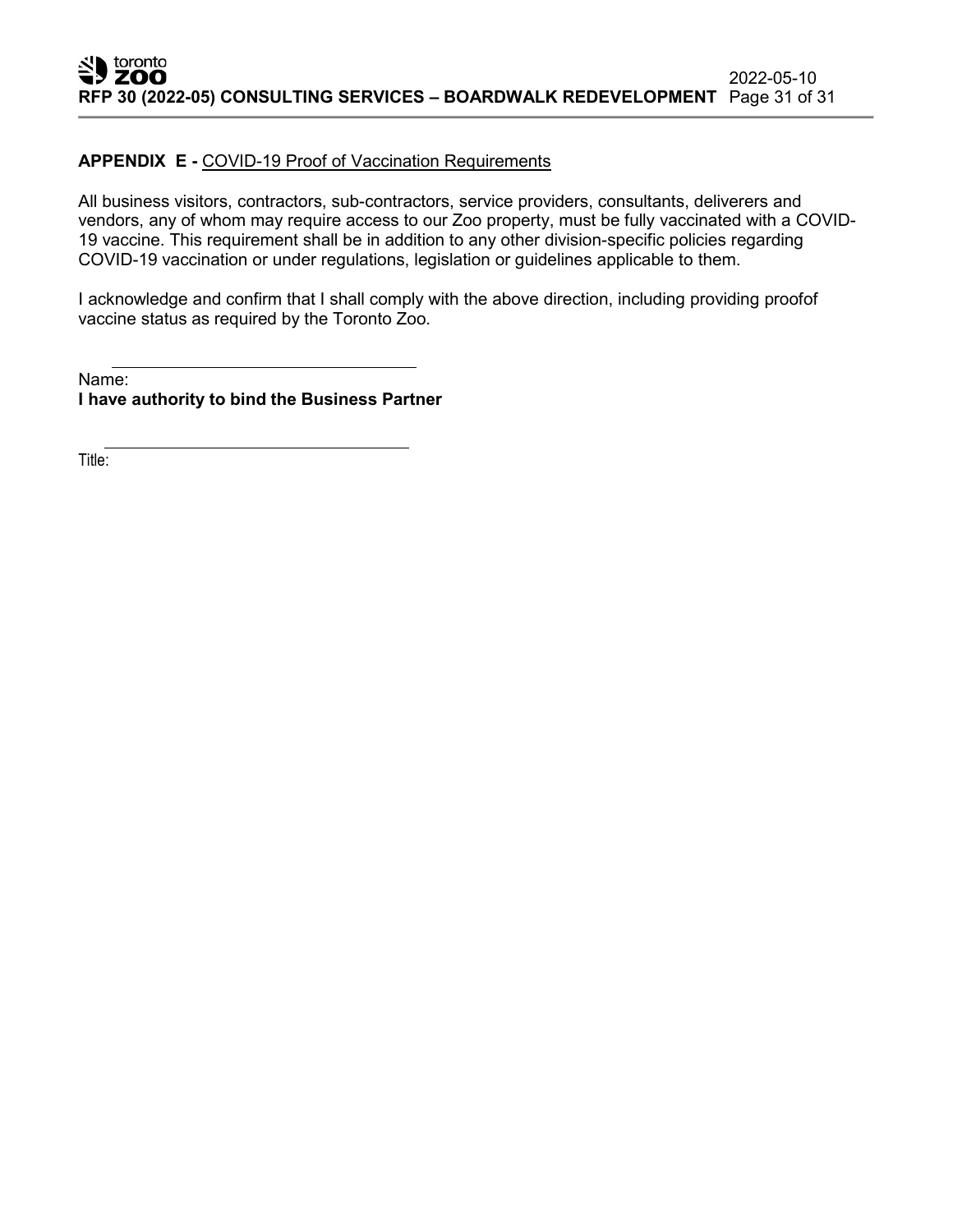**APPENDIX E -** COVID-19 Proof of Vaccination Requirements

All business visitors, contractors, sub-contractors, service providers, consultants, deliverers and vendors, any of whom may require access to our Zoo property, must be fully vaccinated with a COVID-19 vaccine. This requirement shall be in addition to any other division-specific policies regarding COVID-19 vaccination or under regulations, legislation or guidelines applicable to them.

I acknowledge and confirm that I shall comply with the above direction, including providing proofof vaccine status as required by the Toronto Zoo.

Name: ______________________________

**I have authority to bind the Business Partner**

Title: ______________________________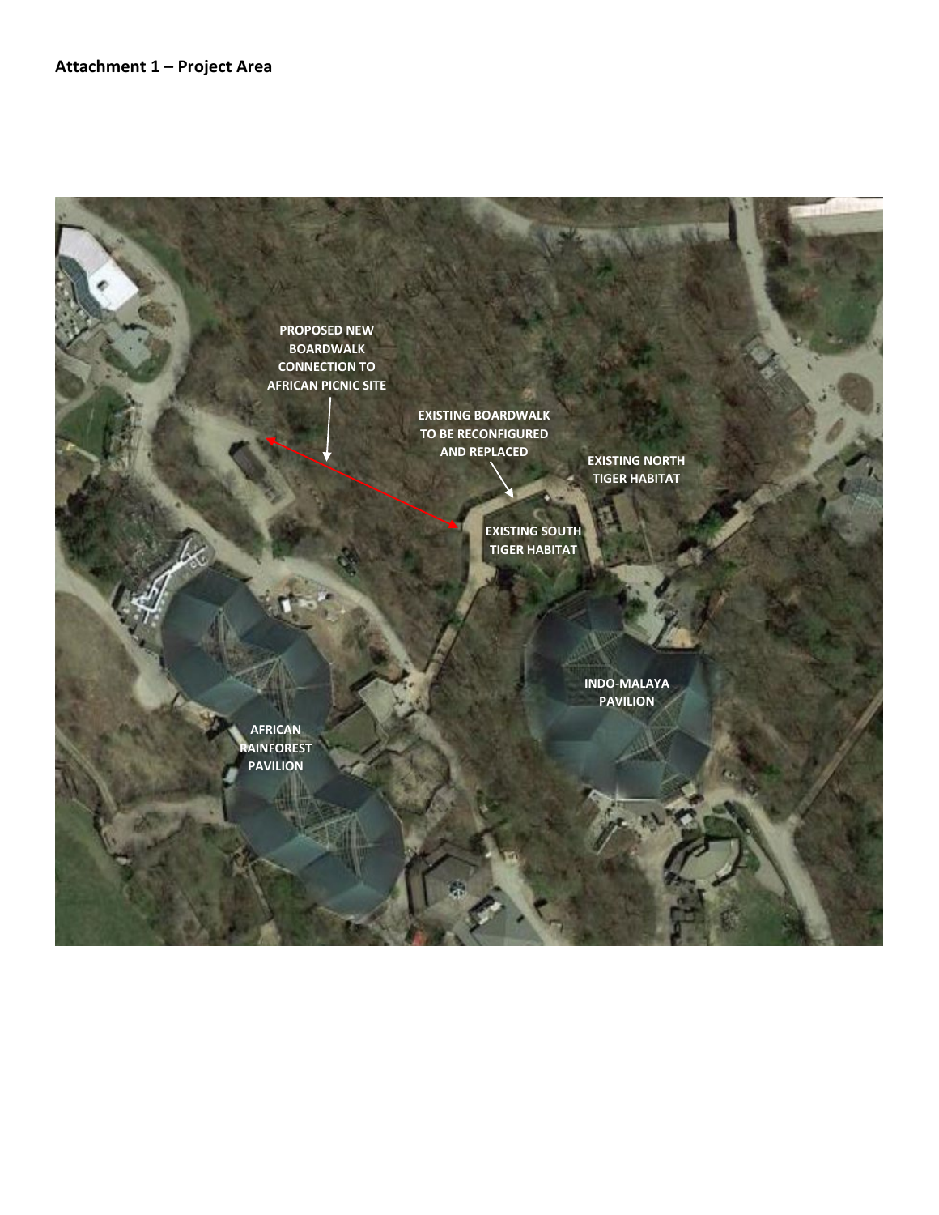**Attachment 1 – Project Area**

PROPOSED NEW BOARDWALK CONNECTION TO AFRICAN PICNIC SITE

EXISTING BOARDWALK TO BE RECONFIGURED AND REPLACED

EXISTING NORTH TIGER HABITAT

EXISTING SOUTH TIGER HABITAT

INDO-MALAYA PAVILION

AFRICAN RAINFOREST PAVILION